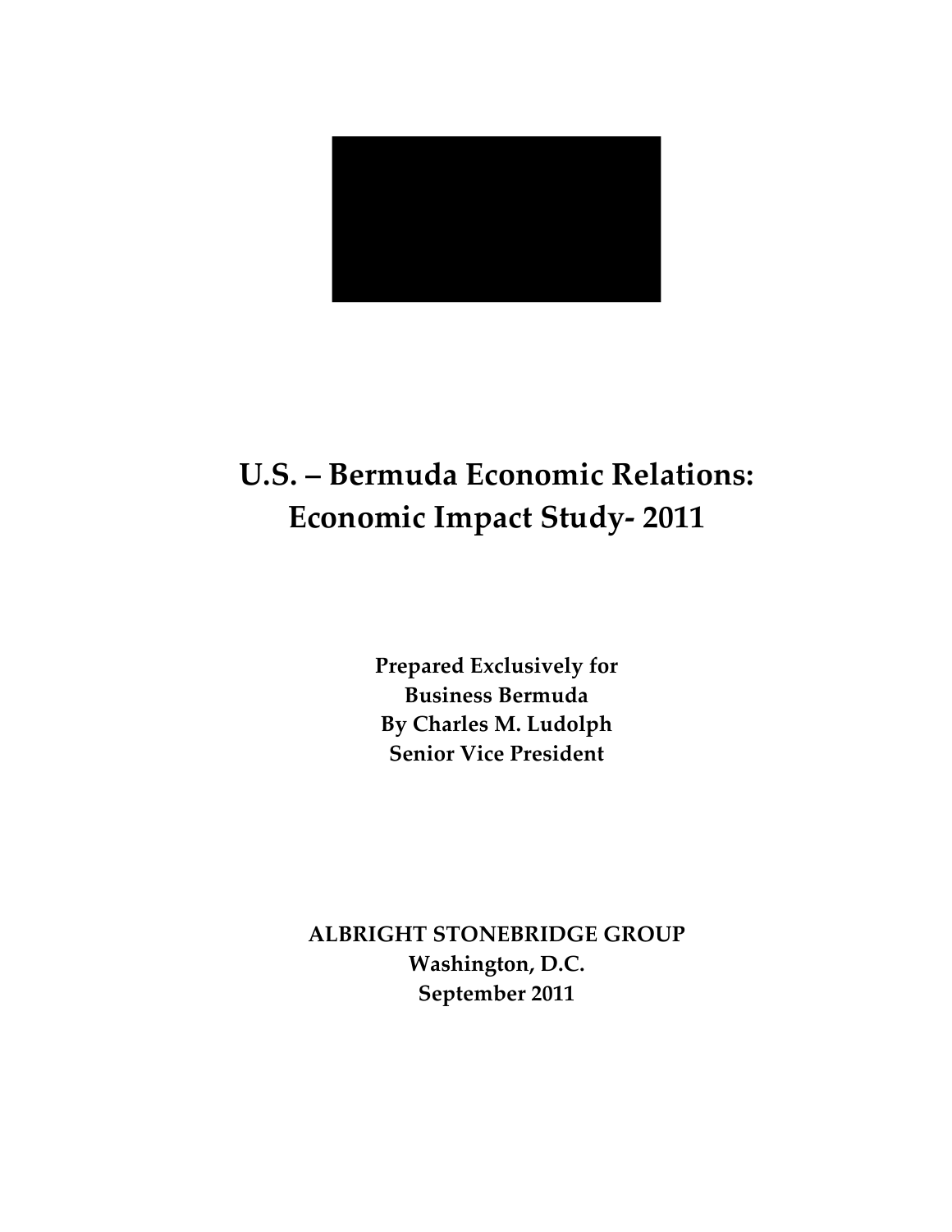# U.S. – Bermuda Economic Relations: Economic Impact Study- 2011

**Prepared Exclusively for**
**Business Bermuda**
**By Charles M. Ludolph**
**Senior Vice President**

**ALBRIGHT STONEBRIDGE GROUP**
**Washington, D.C.**
**September 2011**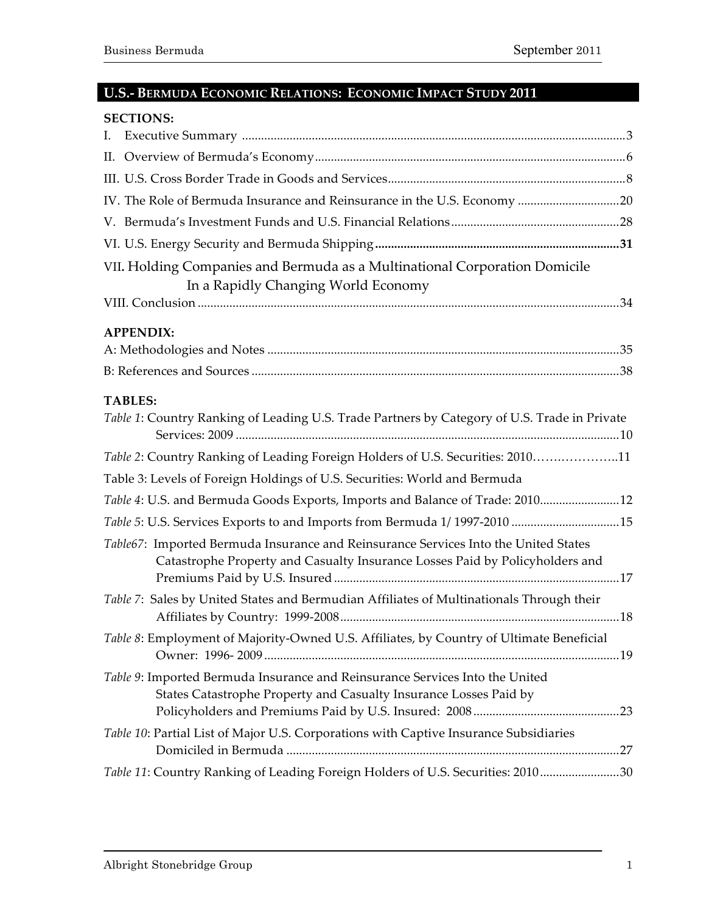## U.S.- BERMUDA ECONOMIC RELATIONS: ECONOMIC IMPACT STUDY 2011

**SECTIONS:**

I. Executive Summary ........................................................................................................3

II. Overview of Bermuda's Economy.................................................................................6

III. U.S. Cross Border Trade in Goods and Services..........................................................8

IV. The Role of Bermuda Insurance and Reinsurance in the U.S. Economy ................................20

V. Bermuda's Investment Funds and U.S. Financial Relations..........................................28

VI. U.S. Energy Security and Bermuda Shipping.............................................................31

VII. Holding Companies and Bermuda as a Multinational Corporation Domicile In a Rapidly Changing World Economy

VIII. Conclusion ...............................................................................................................34

**APPENDIX:**

A: Methodologies and Notes ..............................................................................................35

B: References and Sources ..................................................................................................38

**TABLES:**

*Table 1*: Country Ranking of Leading U.S. Trade Partners by Category of U.S. Trade in Private Services: 2009 ..........................................................................................................10

*Table 2*: Country Ranking of Leading Foreign Holders of U.S. Securities: 2010………………..11

Table 3: Levels of Foreign Holdings of U.S. Securities: World and Bermuda

*Table 4*: U.S. and Bermuda Goods Exports, Imports and Balance of Trade: 2010.........................12

*Table 5*: U.S. Services Exports to and Imports from Bermuda 1/ 1997-2010 ..................................15

*Table67*: Imported Bermuda Insurance and Reinsurance Services Into the United States Catastrophe Property and Casualty Insurance Losses Paid by Policyholders and Premiums Paid by U.S. Insured ...........................................................................................17

*Table 7*: Sales by United States and Bermudian Affiliates of Multinationals Through their Affiliates by Country: 1999-2008........................................................................................18

*Table 8*: Employment of Majority-Owned U.S. Affiliates, by Country of Ultimate Beneficial Owner: 1996- 2009 ..............................................................................................................19

*Table 9*: Imported Bermuda Insurance and Reinsurance Services Into the United States Catastrophe Property and Casualty Insurance Losses Paid by Policyholders and Premiums Paid by U.S. Insured: 2008..............................................23

*Table 10*: Partial List of Major U.S. Corporations with Captive Insurance Subsidiaries Domiciled in Bermuda ........................................................................................................27

*Table 11*: Country Ranking of Leading Foreign Holders of U.S. Securities: 2010.........................30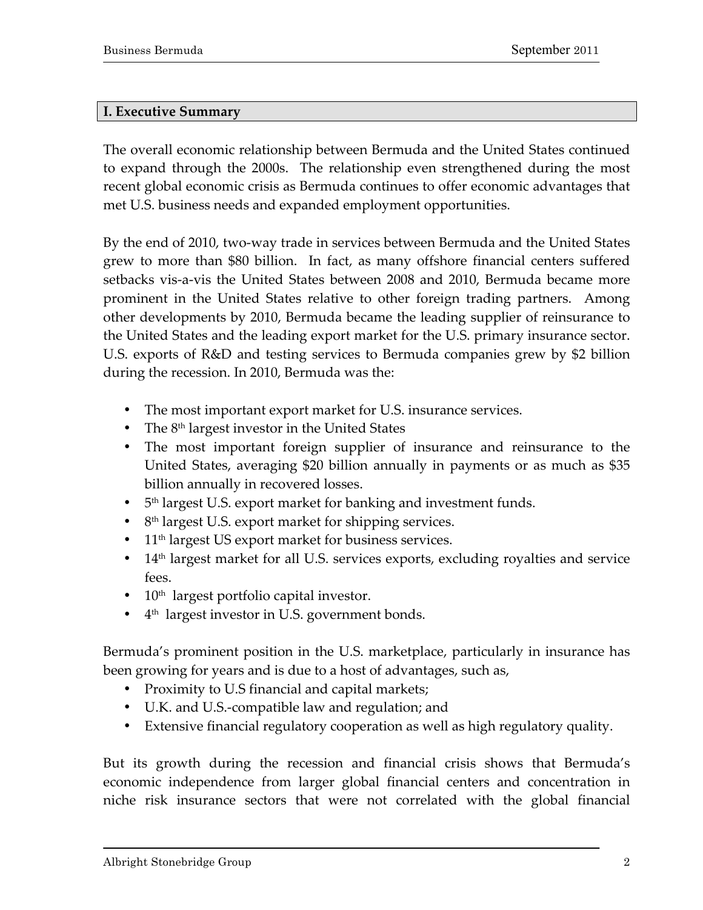## I. Executive Summary

The overall economic relationship between Bermuda and the United States continued to expand through the 2000s. The relationship even strengthened during the most recent global economic crisis as Bermuda continues to offer economic advantages that met U.S. business needs and expanded employment opportunities.

By the end of 2010, two-way trade in services between Bermuda and the United States grew to more than $80 billion. In fact, as many offshore financial centers suffered setbacks vis-a-vis the United States between 2008 and 2010, Bermuda became more prominent in the United States relative to other foreign trading partners. Among other developments by 2010, Bermuda became the leading supplier of reinsurance to the United States and the leading export market for the U.S. primary insurance sector. U.S. exports of R&D and testing services to Bermuda companies grew by $2 billion during the recession. In 2010, Bermuda was the:

- The most important export market for U.S. insurance services.
- The 8th largest investor in the United States
- The most important foreign supplier of insurance and reinsurance to the United States, averaging $20 billion annually in payments or as much as $35 billion annually in recovered losses.
- 5th largest U.S. export market for banking and investment funds.
- 8th largest U.S. export market for shipping services.
- 11th largest US export market for business services.
- 14th largest market for all U.S. services exports, excluding royalties and service fees.
- 10th largest portfolio capital investor.
- 4th largest investor in U.S. government bonds.

Bermuda's prominent position in the U.S. marketplace, particularly in insurance has been growing for years and is due to a host of advantages, such as,

- Proximity to U.S financial and capital markets;
- U.K. and U.S.-compatible law and regulation; and
- Extensive financial regulatory cooperation as well as high regulatory quality.

But its growth during the recession and financial crisis shows that Bermuda's economic independence from larger global financial centers and concentration in niche risk insurance sectors that were not correlated with the global financial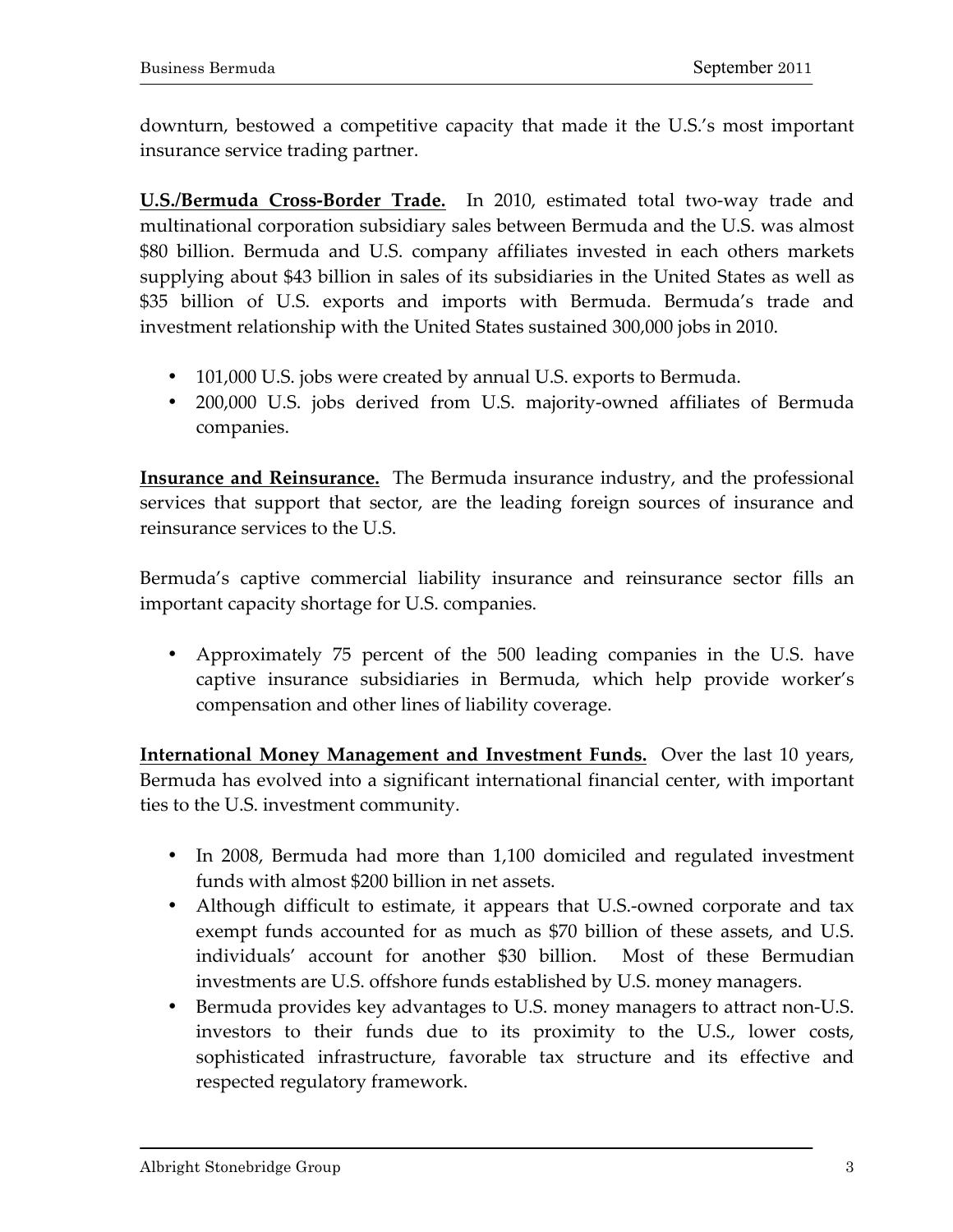downturn, bestowed a competitive capacity that made it the U.S.'s most important insurance service trading partner.

**U.S./Bermuda Cross-Border Trade.** In 2010, estimated total two-way trade and multinational corporation subsidiary sales between Bermuda and the U.S. was almost $80 billion. Bermuda and U.S. company affiliates invested in each others markets supplying about $43 billion in sales of its subsidiaries in the United States as well as $35 billion of U.S. exports and imports with Bermuda. Bermuda's trade and investment relationship with the United States sustained 300,000 jobs in 2010.

- 101,000 U.S. jobs were created by annual U.S. exports to Bermuda.
- 200,000 U.S. jobs derived from U.S. majority-owned affiliates of Bermuda companies.

**Insurance and Reinsurance.** The Bermuda insurance industry, and the professional services that support that sector, are the leading foreign sources of insurance and reinsurance services to the U.S.

Bermuda's captive commercial liability insurance and reinsurance sector fills an important capacity shortage for U.S. companies.

- Approximately 75 percent of the 500 leading companies in the U.S. have captive insurance subsidiaries in Bermuda, which help provide worker's compensation and other lines of liability coverage.

**International Money Management and Investment Funds.** Over the last 10 years, Bermuda has evolved into a significant international financial center, with important ties to the U.S. investment community.

- In 2008, Bermuda had more than 1,100 domiciled and regulated investment funds with almost $200 billion in net assets.
- Although difficult to estimate, it appears that U.S.-owned corporate and tax exempt funds accounted for as much as $70 billion of these assets, and U.S. individuals' account for another $30 billion. Most of these Bermudian investments are U.S. offshore funds established by U.S. money managers.
- Bermuda provides key advantages to U.S. money managers to attract non-U.S. investors to their funds due to its proximity to the U.S., lower costs, sophisticated infrastructure, favorable tax structure and its effective and respected regulatory framework.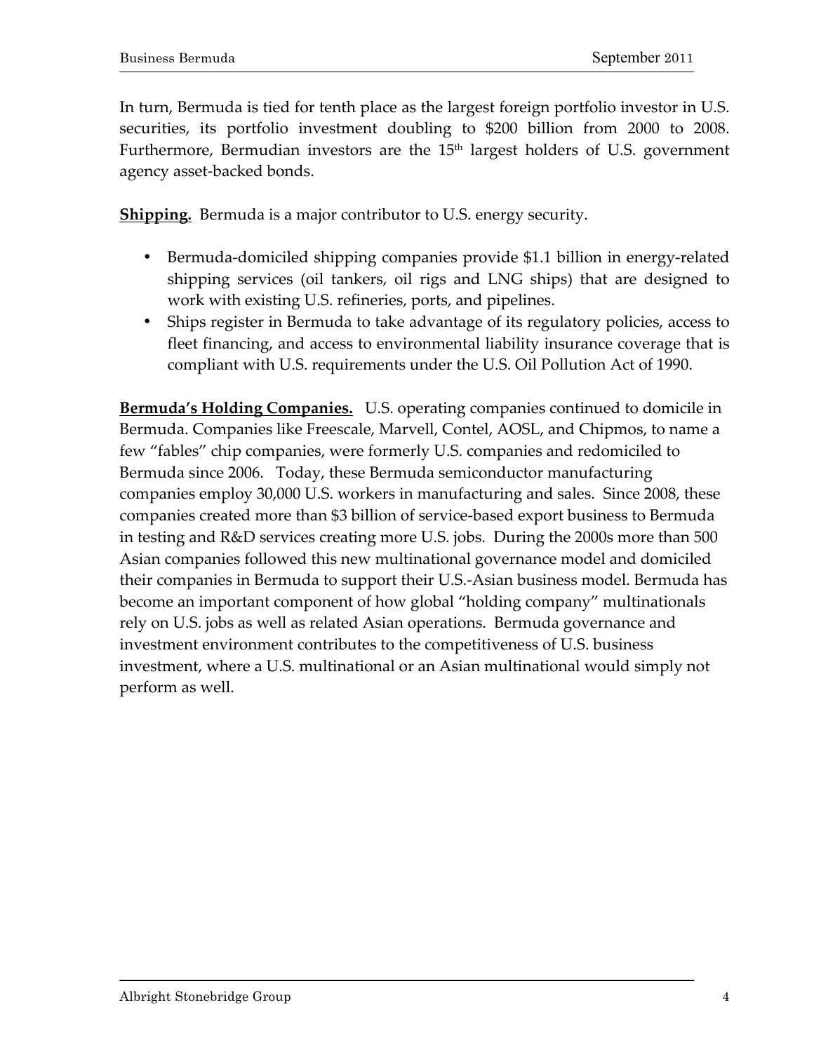In turn, Bermuda is tied for tenth place as the largest foreign portfolio investor in U.S. securities, its portfolio investment doubling to $200 billion from 2000 to 2008. Furthermore, Bermudian investors are the 15th largest holders of U.S. government agency asset-backed bonds.

**Shipping.** Bermuda is a major contributor to U.S. energy security.

- Bermuda-domiciled shipping companies provide $1.1 billion in energy-related shipping services (oil tankers, oil rigs and LNG ships) that are designed to work with existing U.S. refineries, ports, and pipelines.
- Ships register in Bermuda to take advantage of its regulatory policies, access to fleet financing, and access to environmental liability insurance coverage that is compliant with U.S. requirements under the U.S. Oil Pollution Act of 1990.

**Bermuda's Holding Companies.** U.S. operating companies continued to domicile in Bermuda. Companies like Freescale, Marvell, Contel, AOSL, and Chipmos, to name a few "fables" chip companies, were formerly U.S. companies and redomiciled to Bermuda since 2006. Today, these Bermuda semiconductor manufacturing companies employ 30,000 U.S. workers in manufacturing and sales. Since 2008, these companies created more than $3 billion of service-based export business to Bermuda in testing and R&D services creating more U.S. jobs. During the 2000s more than 500 Asian companies followed this new multinational governance model and domiciled their companies in Bermuda to support their U.S.-Asian business model. Bermuda has become an important component of how global "holding company" multinationals rely on U.S. jobs as well as related Asian operations. Bermuda governance and investment environment contributes to the competitiveness of U.S. business investment, where a U.S. multinational or an Asian multinational would simply not perform as well.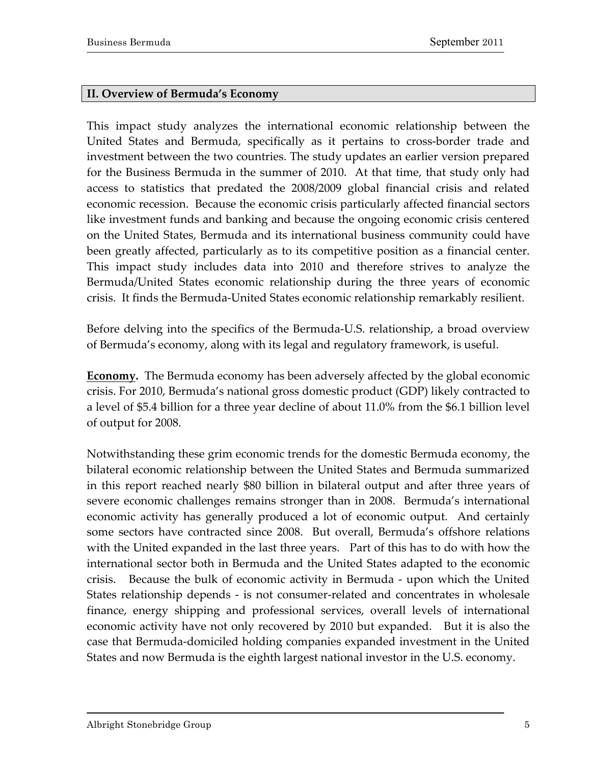## II. Overview of Bermuda's Economy

This impact study analyzes the international economic relationship between the United States and Bermuda, specifically as it pertains to cross-border trade and investment between the two countries. The study updates an earlier version prepared for the Business Bermuda in the summer of 2010. At that time, that study only had access to statistics that predated the 2008/2009 global financial crisis and related economic recession. Because the economic crisis particularly affected financial sectors like investment funds and banking and because the ongoing economic crisis centered on the United States, Bermuda and its international business community could have been greatly affected, particularly as to its competitive position as a financial center. This impact study includes data into 2010 and therefore strives to analyze the Bermuda/United States economic relationship during the three years of economic crisis. It finds the Bermuda-United States economic relationship remarkably resilient.

Before delving into the specifics of the Bermuda-U.S. relationship, a broad overview of Bermuda's economy, along with its legal and regulatory framework, is useful.

**Economy.** The Bermuda economy has been adversely affected by the global economic crisis. For 2010, Bermuda's national gross domestic product (GDP) likely contracted to a level of $5.4 billion for a three year decline of about 11.0% from the $6.1 billion level of output for 2008.

Notwithstanding these grim economic trends for the domestic Bermuda economy, the bilateral economic relationship between the United States and Bermuda summarized in this report reached nearly $80 billion in bilateral output and after three years of severe economic challenges remains stronger than in 2008. Bermuda's international economic activity has generally produced a lot of economic output. And certainly some sectors have contracted since 2008. But overall, Bermuda's offshore relations with the United expanded in the last three years. Part of this has to do with how the international sector both in Bermuda and the United States adapted to the economic crisis. Because the bulk of economic activity in Bermuda - upon which the United States relationship depends - is not consumer-related and concentrates in wholesale finance, energy shipping and professional services, overall levels of international economic activity have not only recovered by 2010 but expanded. But it is also the case that Bermuda-domiciled holding companies expanded investment in the United States and now Bermuda is the eighth largest national investor in the U.S. economy.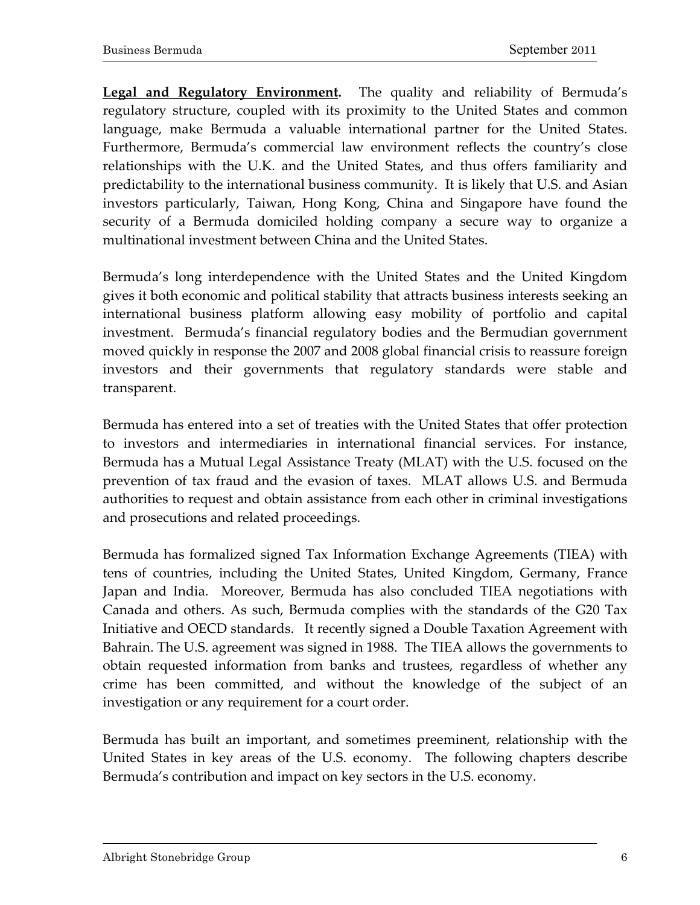**Legal and Regulatory Environment.** The quality and reliability of Bermuda's regulatory structure, coupled with its proximity to the United States and common language, make Bermuda a valuable international partner for the United States. Furthermore, Bermuda's commercial law environment reflects the country's close relationships with the U.K. and the United States, and thus offers familiarity and predictability to the international business community. It is likely that U.S. and Asian investors particularly, Taiwan, Hong Kong, China and Singapore have found the security of a Bermuda domiciled holding company a secure way to organize a multinational investment between China and the United States.

Bermuda's long interdependence with the United States and the United Kingdom gives it both economic and political stability that attracts business interests seeking an international business platform allowing easy mobility of portfolio and capital investment. Bermuda's financial regulatory bodies and the Bermudian government moved quickly in response the 2007 and 2008 global financial crisis to reassure foreign investors and their governments that regulatory standards were stable and transparent.

Bermuda has entered into a set of treaties with the United States that offer protection to investors and intermediaries in international financial services. For instance, Bermuda has a Mutual Legal Assistance Treaty (MLAT) with the U.S. focused on the prevention of tax fraud and the evasion of taxes. MLAT allows U.S. and Bermuda authorities to request and obtain assistance from each other in criminal investigations and prosecutions and related proceedings.

Bermuda has formalized signed Tax Information Exchange Agreements (TIEA) with tens of countries, including the United States, United Kingdom, Germany, France Japan and India. Moreover, Bermuda has also concluded TIEA negotiations with Canada and others. As such, Bermuda complies with the standards of the G20 Tax Initiative and OECD standards. It recently signed a Double Taxation Agreement with Bahrain. The U.S. agreement was signed in 1988. The TIEA allows the governments to obtain requested information from banks and trustees, regardless of whether any crime has been committed, and without the knowledge of the subject of an investigation or any requirement for a court order.

Bermuda has built an important, and sometimes preeminent, relationship with the United States in key areas of the U.S. economy. The following chapters describe Bermuda's contribution and impact on key sectors in the U.S. economy.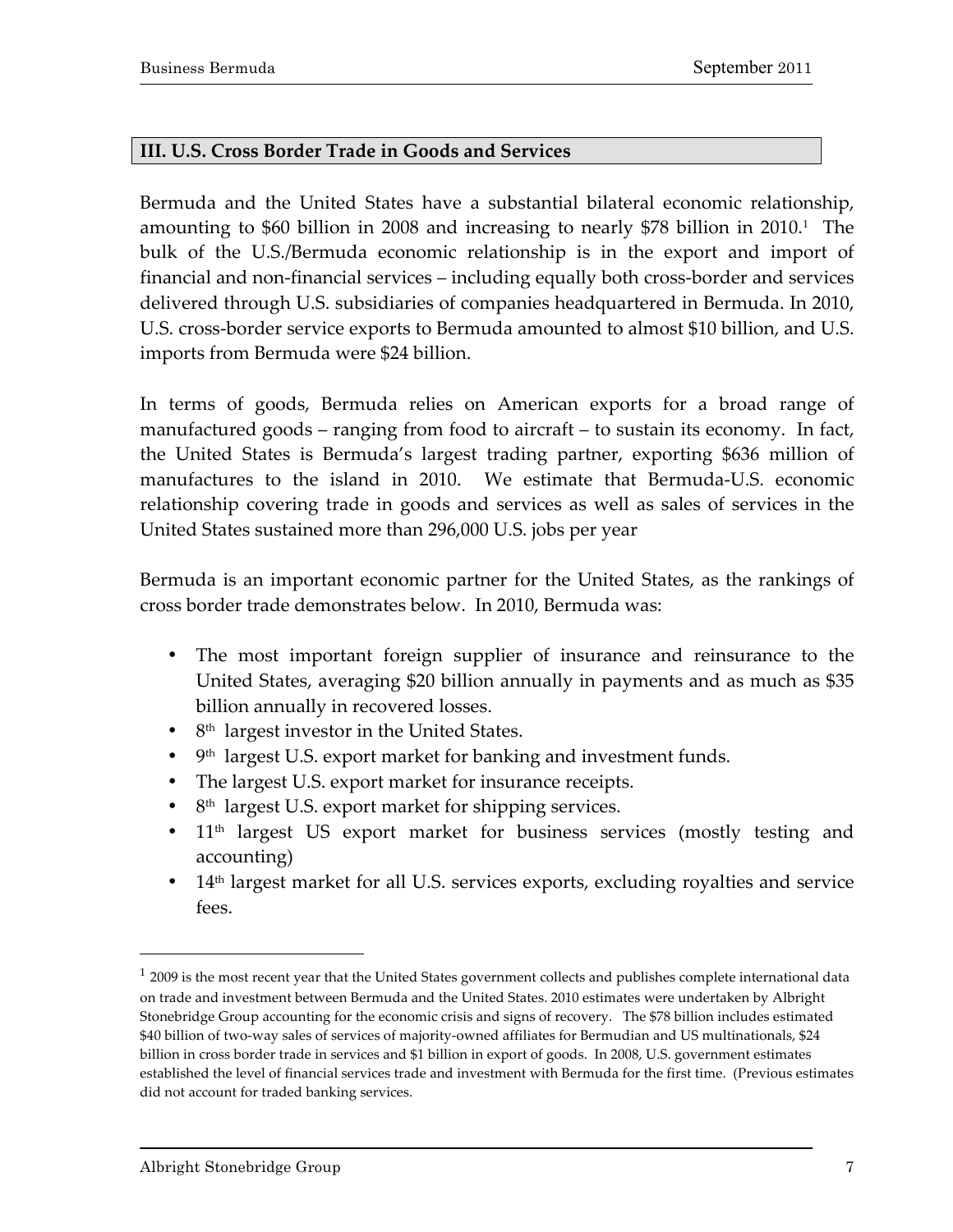## III. U.S. Cross Border Trade in Goods and Services

Bermuda and the United States have a substantial bilateral economic relationship, amounting to $60 billion in 2008 and increasing to nearly $78 billion in 2010.[1] The bulk of the U.S./Bermuda economic relationship is in the export and import of financial and non-financial services – including equally both cross-border and services delivered through U.S. subsidiaries of companies headquartered in Bermuda. In 2010, U.S. cross-border service exports to Bermuda amounted to almost $10 billion, and U.S. imports from Bermuda were $24 billion.

In terms of goods, Bermuda relies on American exports for a broad range of manufactured goods – ranging from food to aircraft – to sustain its economy. In fact, the United States is Bermuda's largest trading partner, exporting $636 million of manufactures to the island in 2010. We estimate that Bermuda-U.S. economic relationship covering trade in goods and services as well as sales of services in the United States sustained more than 296,000 U.S. jobs per year

Bermuda is an important economic partner for the United States, as the rankings of cross border trade demonstrates below. In 2010, Bermuda was:

- The most important foreign supplier of insurance and reinsurance to the United States, averaging $20 billion annually in payments and as much as $35 billion annually in recovered losses.
- 8th largest investor in the United States.
- 9th largest U.S. export market for banking and investment funds.
- The largest U.S. export market for insurance receipts.
- 8th largest U.S. export market for shipping services.
- 11th largest US export market for business services (mostly testing and accounting)
- 14th largest market for all U.S. services exports, excluding royalties and service fees.

---

[1] 2009 is the most recent year that the United States government collects and publishes complete international data on trade and investment between Bermuda and the United States. 2010 estimates were undertaken by Albright Stonebridge Group accounting for the economic crisis and signs of recovery. The $78 billion includes estimated $40 billion of two-way sales of services of majority-owned affiliates for Bermudian and US multinationals, $24 billion in cross border trade in services and $1 billion in export of goods. In 2008, U.S. government estimates established the level of financial services trade and investment with Bermuda for the first time. (Previous estimates did not account for traded banking services.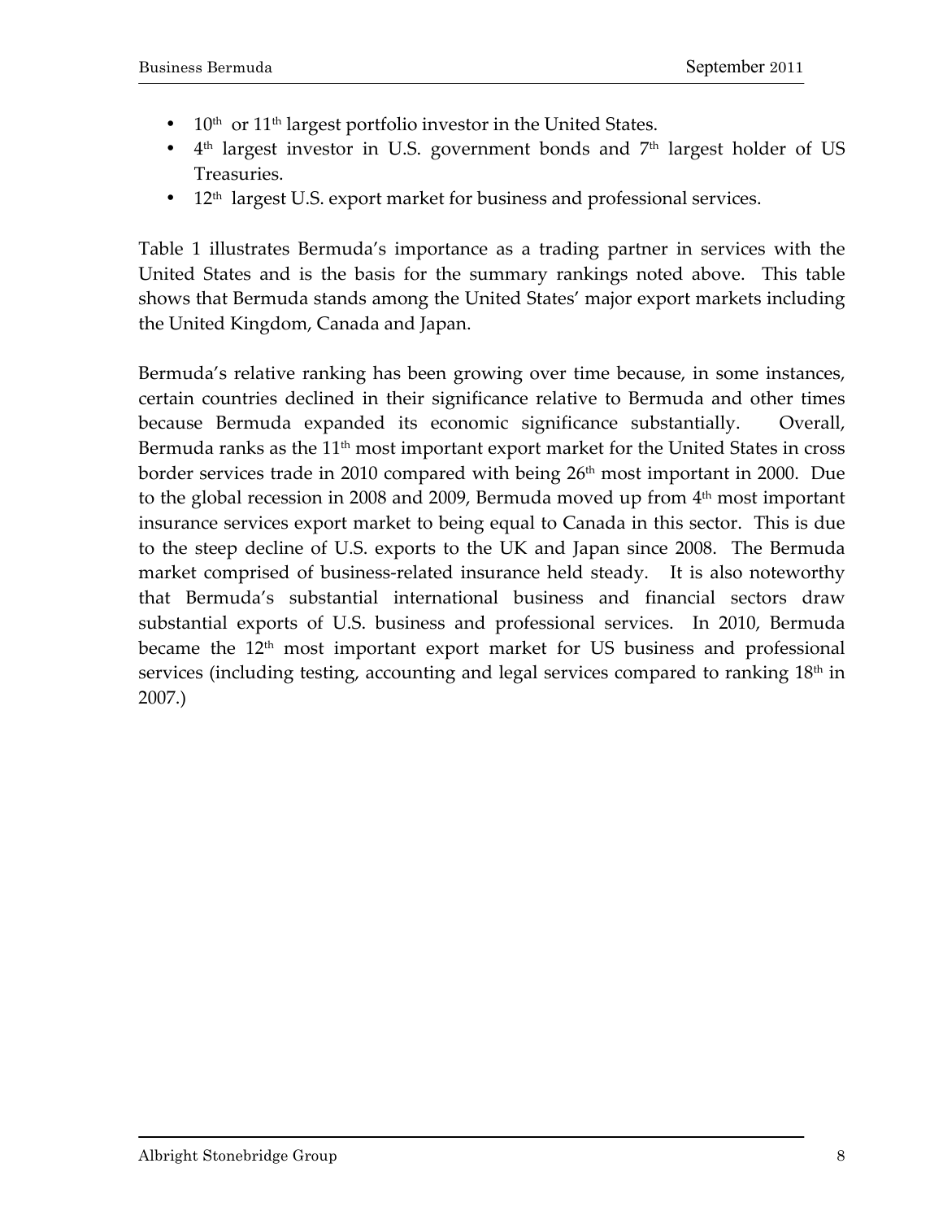- 10th or 11th largest portfolio investor in the United States.
- 4th largest investor in U.S. government bonds and 7th largest holder of US Treasuries.
- 12th largest U.S. export market for business and professional services.

Table 1 illustrates Bermuda's importance as a trading partner in services with the United States and is the basis for the summary rankings noted above. This table shows that Bermuda stands among the United States' major export markets including the United Kingdom, Canada and Japan.

Bermuda's relative ranking has been growing over time because, in some instances, certain countries declined in their significance relative to Bermuda and other times because Bermuda expanded its economic significance substantially. Overall, Bermuda ranks as the 11th most important export market for the United States in cross border services trade in 2010 compared with being 26th most important in 2000. Due to the global recession in 2008 and 2009, Bermuda moved up from 4th most important insurance services export market to being equal to Canada in this sector. This is due to the steep decline of U.S. exports to the UK and Japan since 2008. The Bermuda market comprised of business-related insurance held steady. It is also noteworthy that Bermuda's substantial international business and financial sectors draw substantial exports of U.S. business and professional services. In 2010, Bermuda became the 12th most important export market for US business and professional services (including testing, accounting and legal services compared to ranking 18th in 2007.)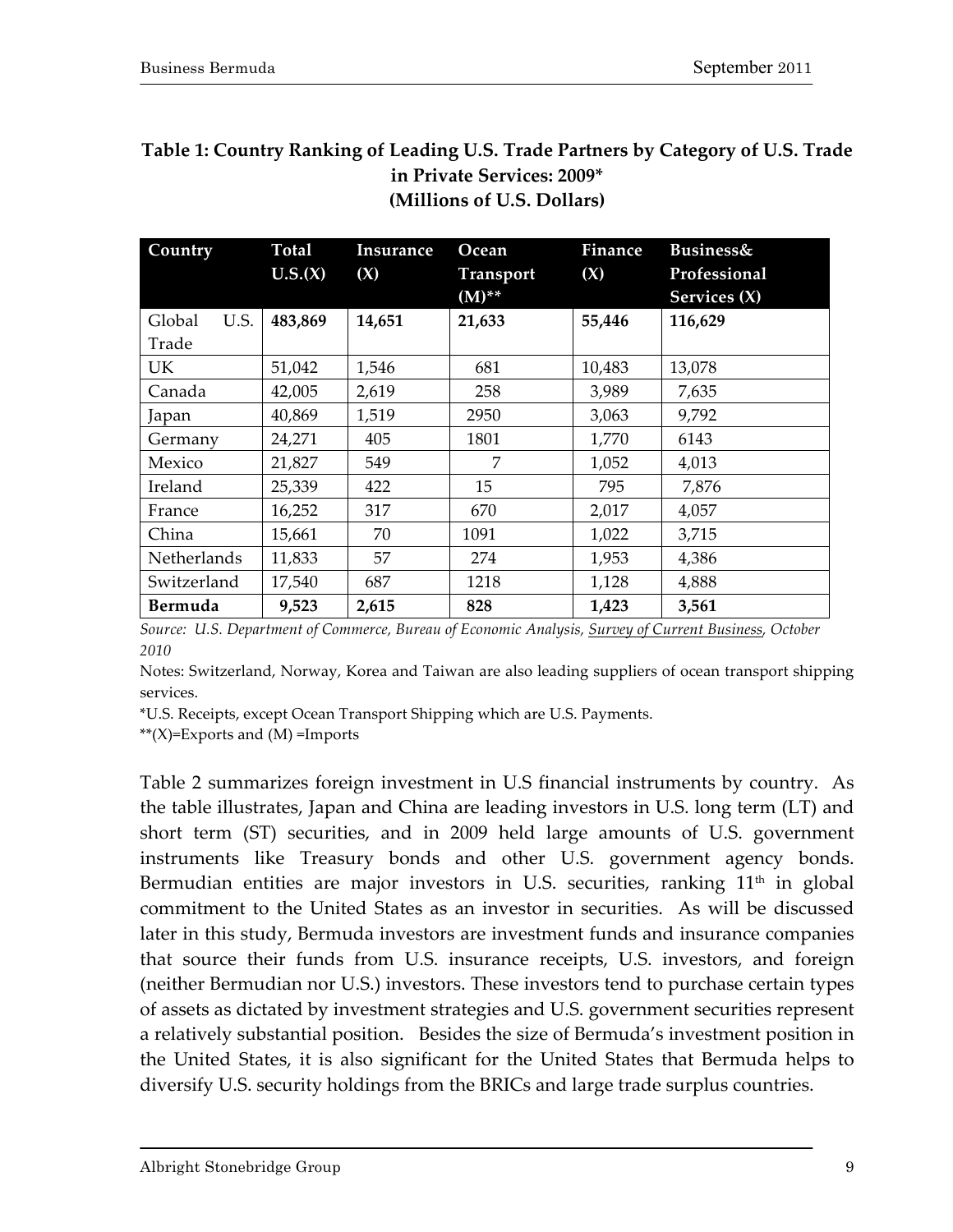**Table 1: Country Ranking of Leading U.S. Trade Partners by Category of U.S. Trade in Private Services: 2009***
**(Millions of U.S. Dollars)**

| Country | Total U.S.(X) | Insurance (X) | Ocean Transport (M)** | Finance (X) | Business& Professional Services (X) |
|---|---|---|---|---|---|
| Global U.S. Trade | **483,869** | **14,651** | **21,633** | **55,446** | **116,629** |
| UK | 51,042 | 1,546 | 681 | 10,483 | 13,078 |
| Canada | 42,005 | 2,619 | 258 | 3,989 | 7,635 |
| Japan | 40,869 | 1,519 | 2950 | 3,063 | 9,792 |
| Germany | 24,271 | 405 | 1801 | 1,770 | 6143 |
| Mexico | 21,827 | 549 | 7 | 1,052 | 4,013 |
| Ireland | 25,339 | 422 | 15 | 795 | 7,876 |
| France | 16,252 | 317 | 670 | 2,017 | 4,057 |
| China | 15,661 | 70 | 1091 | 1,022 | 3,715 |
| Netherlands | 11,833 | 57 | 274 | 1,953 | 4,386 |
| Switzerland | 17,540 | 687 | 1218 | 1,128 | 4,888 |
| **Bermuda** | **9,523** | **2,615** | **828** | **1,423** | **3,561** |

*Source: U.S. Department of Commerce, Bureau of Economic Analysis, Survey of Current Business, October 2010*

Notes: Switzerland, Norway, Korea and Taiwan are also leading suppliers of ocean transport shipping services.

*U.S. Receipts, except Ocean Transport Shipping which are U.S. Payments.

**(X)=Exports and (M) =Imports

Table 2 summarizes foreign investment in U.S financial instruments by country. As the table illustrates, Japan and China are leading investors in U.S. long term (LT) and short term (ST) securities, and in 2009 held large amounts of U.S. government instruments like Treasury bonds and other U.S. government agency bonds. Bermudian entities are major investors in U.S. securities, ranking 11th in global commitment to the United States as an investor in securities. As will be discussed later in this study, Bermuda investors are investment funds and insurance companies that source their funds from U.S. insurance receipts, U.S. investors, and foreign (neither Bermudian nor U.S.) investors. These investors tend to purchase certain types of assets as dictated by investment strategies and U.S. government securities represent a relatively substantial position. Besides the size of Bermuda's investment position in the United States, it is also significant for the United States that Bermuda helps to diversify U.S. security holdings from the BRICs and large trade surplus countries.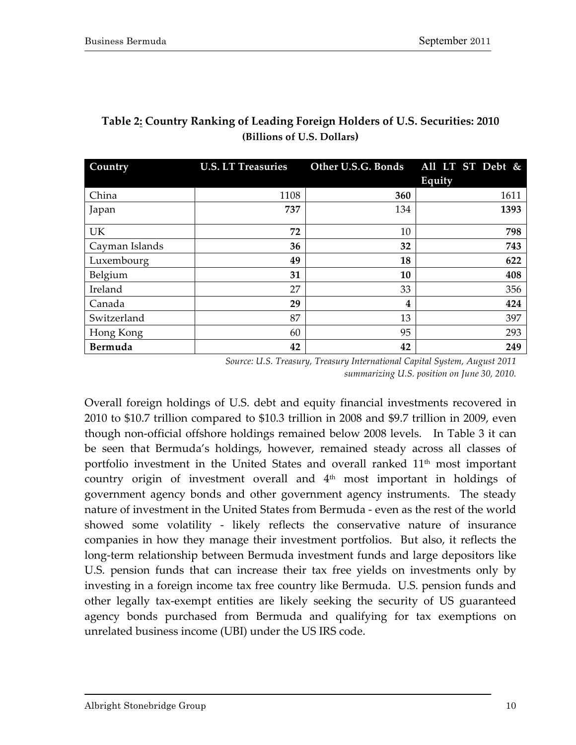**Table 2: Country Ranking of Leading Foreign Holders of U.S. Securities: 2010**
**(Billions of U.S. Dollars)**

| Country | U.S. LT Treasuries | Other U.S.G. Bonds | All LT ST Debt & Equity |
|---|---|---|---|
| China | 1108 | **360** | 1611 |
| Japan | **737** | 134 | **1393** |
| UK | **72** | 10 | **798** |
| Cayman Islands | **36** | **32** | **743** |
| Luxembourg | **49** | **18** | **622** |
| Belgium | **31** | **10** | **408** |
| Ireland | 27 | 33 | 356 |
| Canada | **29** | **4** | **424** |
| Switzerland | 87 | 13 | 397 |
| Hong Kong | 60 | 95 | 293 |
| **Bermuda** | **42** | **42** | **249** |

*Source: U.S. Treasury, Treasury International Capital System, August 2011 summarizing U.S. position on June 30, 2010.*

Overall foreign holdings of U.S. debt and equity financial investments recovered in 2010 to $10.7 trillion compared to $10.3 trillion in 2008 and $9.7 trillion in 2009, even though non-official offshore holdings remained below 2008 levels. In Table 3 it can be seen that Bermuda's holdings, however, remained steady across all classes of portfolio investment in the United States and overall ranked 11th most important country origin of investment overall and 4th most important in holdings of government agency bonds and other government agency instruments. The steady nature of investment in the United States from Bermuda - even as the rest of the world showed some volatility - likely reflects the conservative nature of insurance companies in how they manage their investment portfolios. But also, it reflects the long-term relationship between Bermuda investment funds and large depositors like U.S. pension funds that can increase their tax free yields on investments only by investing in a foreign income tax free country like Bermuda. U.S. pension funds and other legally tax-exempt entities are likely seeking the security of US guaranteed agency bonds purchased from Bermuda and qualifying for tax exemptions on unrelated business income (UBI) under the US IRS code.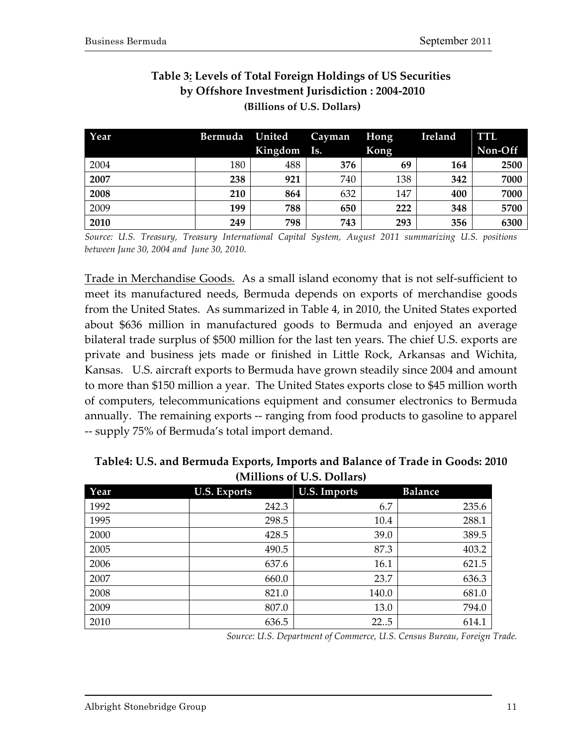**Table 3: Levels of Total Foreign Holdings of US Securities by Offshore Investment Jurisdiction : 2004-2010**
**(Billions of U.S. Dollars)**

| Year | Bermuda | United Kingdom | Cayman Is. | Hong Kong | Ireland | TTL Non-Off |
|---|---|---|---|---|---|---|
| 2004 | 180 | 488 | **376** | **69** | **164** | **2500** |
| **2007** | **238** | **921** | 740 | 138 | **342** | **7000** |
| **2008** | **210** | **864** | 632 | 147 | **400** | **7000** |
| 2009 | **199** | **788** | **650** | **222** | **348** | **5700** |
| **2010** | **249** | **798** | **743** | **293** | **356** | **6300** |

*Source: U.S. Treasury, Treasury International Capital System, August 2011 summarizing U.S. positions between June 30, 2004 and June 30, 2010.*

Trade in Merchandise Goods. As a small island economy that is not self-sufficient to meet its manufactured needs, Bermuda depends on exports of merchandise goods from the United States. As summarized in Table 4, in 2010, the United States exported about $636 million in manufactured goods to Bermuda and enjoyed an average bilateral trade surplus of $500 million for the last ten years. The chief U.S. exports are private and business jets made or finished in Little Rock, Arkansas and Wichita, Kansas. U.S. aircraft exports to Bermuda have grown steadily since 2004 and amount to more than $150 million a year. The United States exports close to $45 million worth of computers, telecommunications equipment and consumer electronics to Bermuda annually. The remaining exports -- ranging from food products to gasoline to apparel -- supply 75% of Bermuda's total import demand.

**Table4: U.S. and Bermuda Exports, Imports and Balance of Trade in Goods: 2010**
**(Millions of U.S. Dollars)**

| Year | U.S. Exports | U.S. Imports | Balance |
|---|---|---|---|
| 1992 | 242.3 | 6.7 | 235.6 |
| 1995 | 298.5 | 10.4 | 288.1 |
| 2000 | 428.5 | 39.0 | 389.5 |
| 2005 | 490.5 | 87.3 | 403.2 |
| 2006 | 637.6 | 16.1 | 621.5 |
| 2007 | 660.0 | 23.7 | 636.3 |
| 2008 | 821.0 | 140.0 | 681.0 |
| 2009 | 807.0 | 13.0 | 794.0 |
| 2010 | 636.5 | 22..5 | 614.1 |

*Source: U.S. Department of Commerce, U.S. Census Bureau, Foreign Trade.*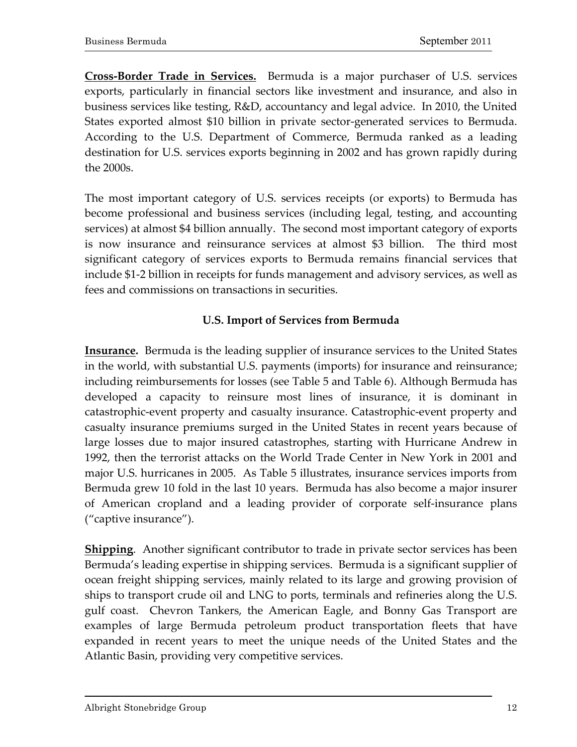**Cross-Border Trade in Services.** Bermuda is a major purchaser of U.S. services exports, particularly in financial sectors like investment and insurance, and also in business services like testing, R&D, accountancy and legal advice. In 2010, the United States exported almost $10 billion in private sector-generated services to Bermuda. According to the U.S. Department of Commerce, Bermuda ranked as a leading destination for U.S. services exports beginning in 2002 and has grown rapidly during the 2000s.

The most important category of U.S. services receipts (or exports) to Bermuda has become professional and business services (including legal, testing, and accounting services) at almost $4 billion annually. The second most important category of exports is now insurance and reinsurance services at almost $3 billion. The third most significant category of services exports to Bermuda remains financial services that include $1-2 billion in receipts for funds management and advisory services, as well as fees and commissions on transactions in securities.

### U.S. Import of Services from Bermuda

**Insurance.** Bermuda is the leading supplier of insurance services to the United States in the world, with substantial U.S. payments (imports) for insurance and reinsurance; including reimbursements for losses (see Table 5 and Table 6). Although Bermuda has developed a capacity to reinsure most lines of insurance, it is dominant in catastrophic-event property and casualty insurance. Catastrophic-event property and casualty insurance premiums surged in the United States in recent years because of large losses due to major insured catastrophes, starting with Hurricane Andrew in 1992, then the terrorist attacks on the World Trade Center in New York in 2001 and major U.S. hurricanes in 2005. As Table 5 illustrates, insurance services imports from Bermuda grew 10 fold in the last 10 years. Bermuda has also become a major insurer of American cropland and a leading provider of corporate self-insurance plans ("captive insurance").

**Shipping**. Another significant contributor to trade in private sector services has been Bermuda's leading expertise in shipping services. Bermuda is a significant supplier of ocean freight shipping services, mainly related to its large and growing provision of ships to transport crude oil and LNG to ports, terminals and refineries along the U.S. gulf coast. Chevron Tankers, the American Eagle, and Bonny Gas Transport are examples of large Bermuda petroleum product transportation fleets that have expanded in recent years to meet the unique needs of the United States and the Atlantic Basin, providing very competitive services.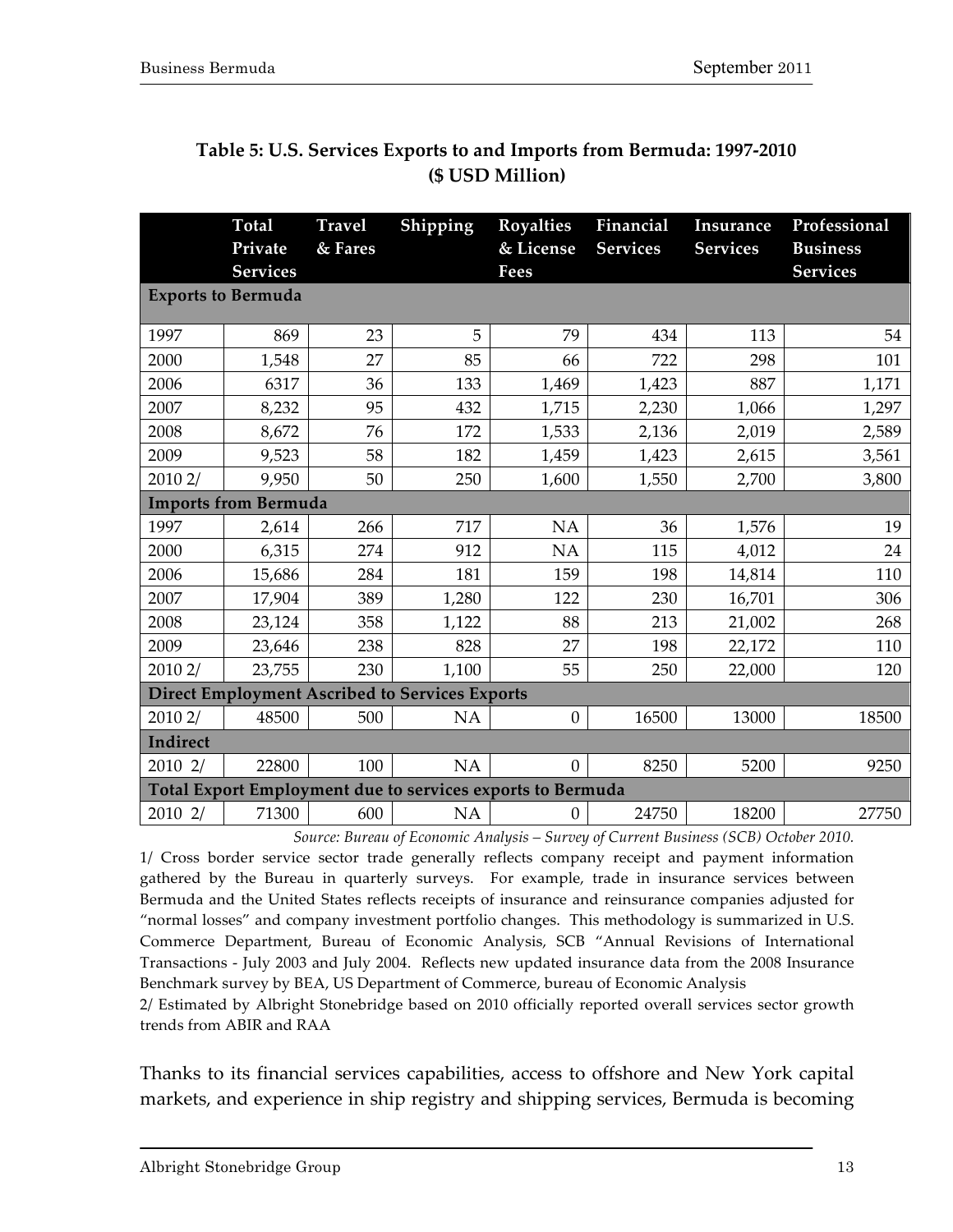**Table 5: U.S. Services Exports to and Imports from Bermuda: 1997-2010 ($ USD Million)**

| | Total Private Services | Travel & Fares | Shipping | Royalties & License Fees | Financial Services | Insurance Services | Professional Business Services |
|---|---|---|---|---|---|---|---|
| **Exports to Bermuda** | | | | | | | |
| 1997 | 869 | 23 | 5 | 79 | 434 | 113 | 54 |
| 2000 | 1,548 | 27 | 85 | 66 | 722 | 298 | 101 |
| 2006 | 6317 | 36 | 133 | 1,469 | 1,423 | 887 | 1,171 |
| 2007 | 8,232 | 95 | 432 | 1,715 | 2,230 | 1,066 | 1,297 |
| 2008 | 8,672 | 76 | 172 | 1,533 | 2,136 | 2,019 | 2,589 |
| 2009 | 9,523 | 58 | 182 | 1,459 | 1,423 | 2,615 | 3,561 |
| 2010 2/ | 9,950 | 50 | 250 | 1,600 | 1,550 | 2,700 | 3,800 |
| **Imports from Bermuda** | | | | | | | |
| 1997 | 2,614 | 266 | 717 | NA | 36 | 1,576 | 19 |
| 2000 | 6,315 | 274 | 912 | NA | 115 | 4,012 | 24 |
| 2006 | 15,686 | 284 | 181 | 159 | 198 | 14,814 | 110 |
| 2007 | 17,904 | 389 | 1,280 | 122 | 230 | 16,701 | 306 |
| 2008 | 23,124 | 358 | 1,122 | 88 | 213 | 21,002 | 268 |
| 2009 | 23,646 | 238 | 828 | 27 | 198 | 22,172 | 110 |
| 2010 2/ | 23,755 | 230 | 1,100 | 55 | 250 | 22,000 | 120 |
| **Direct Employment Ascribed to Services Exports** | | | | | | | |
| 2010 2/ | 48500 | 500 | NA | 0 | 16500 | 13000 | 18500 |
| **Indirect** | | | | | | | |
| 2010 2/ | 22800 | 100 | NA | 0 | 8250 | 5200 | 9250 |
| **Total Export Employment due to services exports to Bermuda** | | | | | | | |
| 2010 2/ | 71300 | 600 | NA | 0 | 24750 | 18200 | 27750 |

*Source: Bureau of Economic Analysis – Survey of Current Business (SCB) October 2010.*

1/ Cross border service sector trade generally reflects company receipt and payment information gathered by the Bureau in quarterly surveys. For example, trade in insurance services between Bermuda and the United States reflects receipts of insurance and reinsurance companies adjusted for "normal losses" and company investment portfolio changes. This methodology is summarized in U.S. Commerce Department, Bureau of Economic Analysis, SCB "Annual Revisions of International Transactions - July 2003 and July 2004. Reflects new updated insurance data from the 2008 Insurance Benchmark survey by BEA, US Department of Commerce, bureau of Economic Analysis

2/ Estimated by Albright Stonebridge based on 2010 officially reported overall services sector growth trends from ABIR and RAA

Thanks to its financial services capabilities, access to offshore and New York capital markets, and experience in ship registry and shipping services, Bermuda is becoming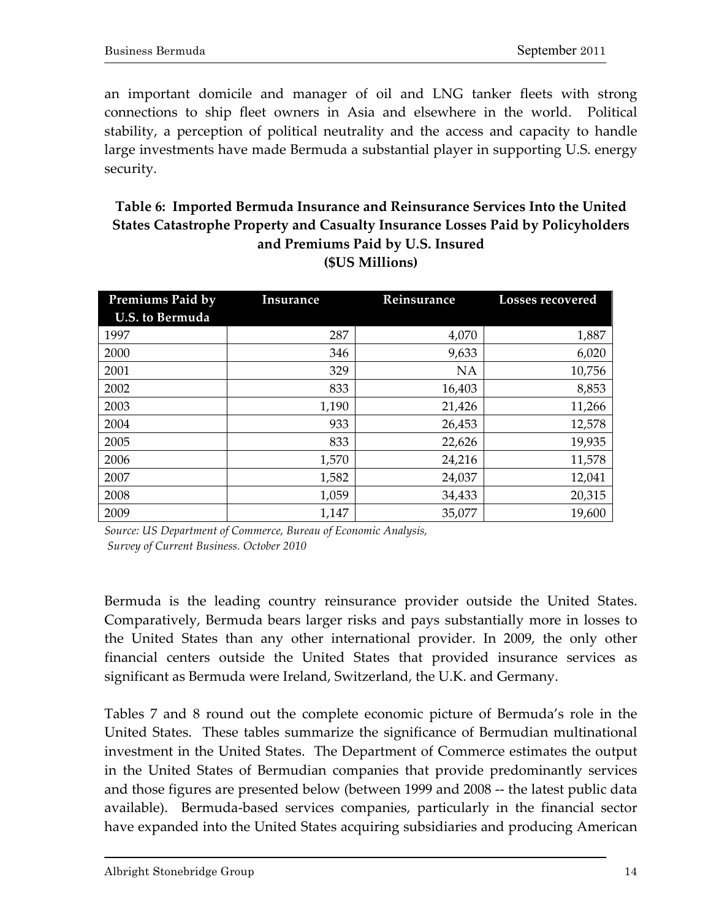an important domicile and manager of oil and LNG tanker fleets with strong connections to ship fleet owners in Asia and elsewhere in the world. Political stability, a perception of political neutrality and the access and capacity to handle large investments have made Bermuda a substantial player in supporting U.S. energy security.

**Table 6: Imported Bermuda Insurance and Reinsurance Services Into the United States Catastrophe Property and Casualty Insurance Losses Paid by Policyholders and Premiums Paid by U.S. Insured (\$US Millions)**

| Premiums Paid by U.S. to Bermuda | Insurance | Reinsurance | Losses recovered |
|---|---|---|---|
| 1997 | 287 | 4,070 | 1,887 |
| 2000 | 346 | 9,633 | 6,020 |
| 2001 | 329 | NA | 10,756 |
| 2002 | 833 | 16,403 | 8,853 |
| 2003 | 1,190 | 21,426 | 11,266 |
| 2004 | 933 | 26,453 | 12,578 |
| 2005 | 833 | 22,626 | 19,935 |
| 2006 | 1,570 | 24,216 | 11,578 |
| 2007 | 1,582 | 24,037 | 12,041 |
| 2008 | 1,059 | 34,433 | 20,315 |
| 2009 | 1,147 | 35,077 | 19,600 |

*Source: US Department of Commerce, Bureau of Economic Analysis, Survey of Current Business. October 2010*

Bermuda is the leading country reinsurance provider outside the United States. Comparatively, Bermuda bears larger risks and pays substantially more in losses to the United States than any other international provider. In 2009, the only other financial centers outside the United States that provided insurance services as significant as Bermuda were Ireland, Switzerland, the U.K. and Germany.

Tables 7 and 8 round out the complete economic picture of Bermuda's role in the United States. These tables summarize the significance of Bermudian multinational investment in the United States. The Department of Commerce estimates the output in the United States of Bermudian companies that provide predominantly services and those figures are presented below (between 1999 and 2008 -- the latest public data available). Bermuda-based services companies, particularly in the financial sector have expanded into the United States acquiring subsidiaries and producing American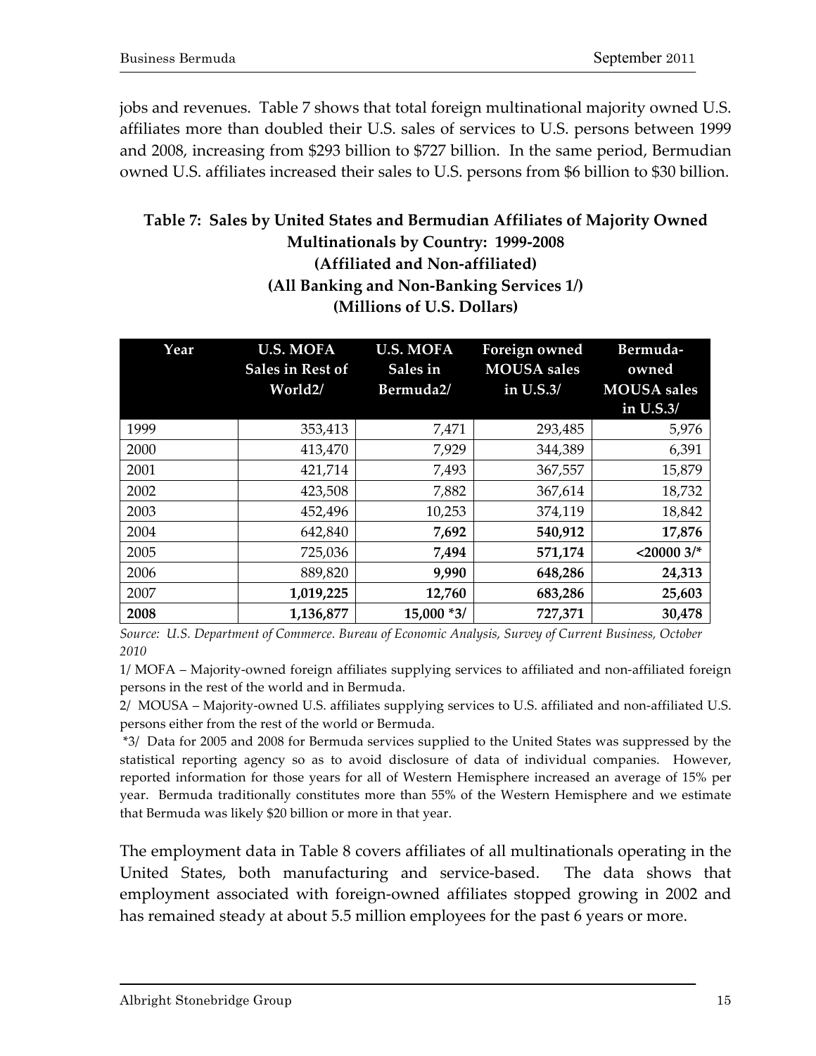jobs and revenues. Table 7 shows that total foreign multinational majority owned U.S. affiliates more than doubled their U.S. sales of services to U.S. persons between 1999 and 2008, increasing from $293 billion to $727 billion. In the same period, Bermudian owned U.S. affiliates increased their sales to U.S. persons from $6 billion to $30 billion.

**Table 7: Sales by United States and Bermudian Affiliates of Majority Owned Multinationals by Country: 1999-2008**
**(Affiliated and Non-affiliated)**
**(All Banking and Non-Banking Services 1/)**
**(Millions of U.S. Dollars)**

| Year | U.S. MOFA Sales in Rest of World2/ | U.S. MOFA Sales in Bermuda2/ | Foreign owned MOUSA sales in U.S.3/ | Bermuda-owned MOUSA sales in U.S.3/ |
|---|---|---|---|---|
| 1999 | 353,413 | 7,471 | 293,485 | 5,976 |
| 2000 | 413,470 | 7,929 | 344,389 | 6,391 |
| 2001 | 421,714 | 7,493 | 367,557 | 15,879 |
| 2002 | 423,508 | 7,882 | 367,614 | 18,732 |
| 2003 | 452,496 | 10,253 | 374,119 | 18,842 |
| 2004 | 642,840 | **7,692** | **540,912** | **17,876** |
| 2005 | 725,036 | **7,494** | **571,174** | **<20000 3/*** |
| 2006 | 889,820 | **9,990** | **648,286** | **24,313** |
| 2007 | **1,019,225** | **12,760** | **683,286** | **25,603** |
| **2008** | **1,136,877** | **15,000 *3/** | **727,371** | **30,478** |

*Source: U.S. Department of Commerce. Bureau of Economic Analysis, Survey of Current Business, October 2010*

1/ MOFA – Majority-owned foreign affiliates supplying services to affiliated and non-affiliated foreign persons in the rest of the world and in Bermuda.

2/ MOUSA – Majority-owned U.S. affiliates supplying services to U.S. affiliated and non-affiliated U.S. persons either from the rest of the world or Bermuda.

*3/ Data for 2005 and 2008 for Bermuda services supplied to the United States was suppressed by the statistical reporting agency so as to avoid disclosure of data of individual companies. However, reported information for those years for all of Western Hemisphere increased an average of 15% per year. Bermuda traditionally constitutes more than 55% of the Western Hemisphere and we estimate that Bermuda was likely $20 billion or more in that year.

The employment data in Table 8 covers affiliates of all multinationals operating in the United States, both manufacturing and service-based. The data shows that employment associated with foreign-owned affiliates stopped growing in 2002 and has remained steady at about 5.5 million employees for the past 6 years or more.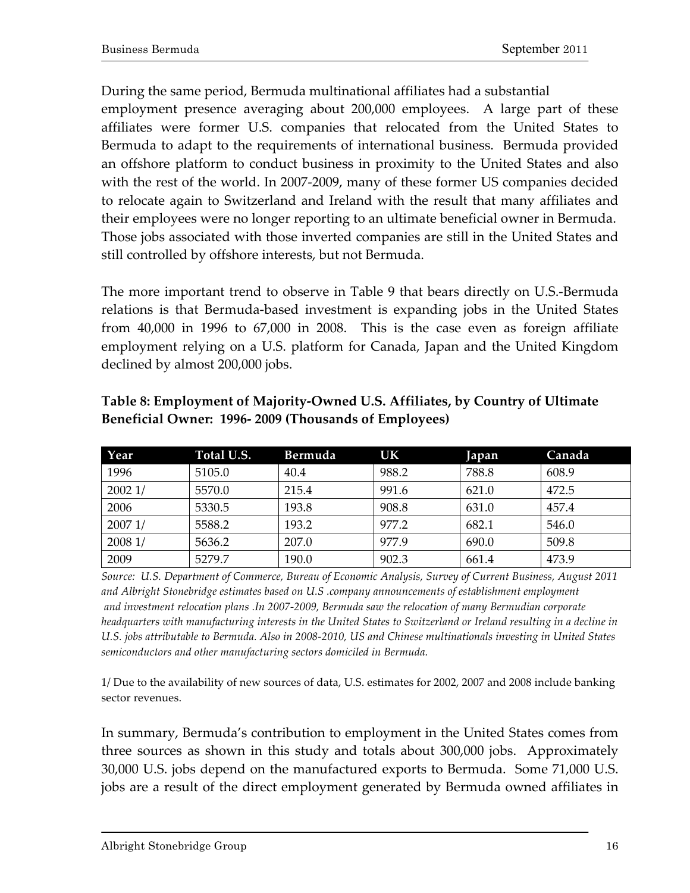During the same period, Bermuda multinational affiliates had a substantial employment presence averaging about 200,000 employees. A large part of these affiliates were former U.S. companies that relocated from the United States to Bermuda to adapt to the requirements of international business. Bermuda provided an offshore platform to conduct business in proximity to the United States and also with the rest of the world. In 2007-2009, many of these former US companies decided to relocate again to Switzerland and Ireland with the result that many affiliates and their employees were no longer reporting to an ultimate beneficial owner in Bermuda. Those jobs associated with those inverted companies are still in the United States and still controlled by offshore interests, but not Bermuda.

The more important trend to observe in Table 9 that bears directly on U.S.-Bermuda relations is that Bermuda-based investment is expanding jobs in the United States from 40,000 in 1996 to 67,000 in 2008. This is the case even as foreign affiliate employment relying on a U.S. platform for Canada, Japan and the United Kingdom declined by almost 200,000 jobs.

**Table 8: Employment of Majority-Owned U.S. Affiliates, by Country of Ultimate Beneficial Owner: 1996- 2009 (Thousands of Employees)**

| Year | Total U.S. | Bermuda | UK | Japan | Canada |
|---|---|---|---|---|---|
| 1996 | 5105.0 | 40.4 | 988.2 | 788.8 | 608.9 |
| 2002 1/ | 5570.0 | 215.4 | 991.6 | 621.0 | 472.5 |
| 2006 | 5330.5 | 193.8 | 908.8 | 631.0 | 457.4 |
| 2007 1/ | 5588.2 | 193.2 | 977.2 | 682.1 | 546.0 |
| 2008 1/ | 5636.2 | 207.0 | 977.9 | 690.0 | 509.8 |
| 2009 | 5279.7 | 190.0 | 902.3 | 661.4 | 473.9 |

*Source: U.S. Department of Commerce, Bureau of Economic Analysis, Survey of Current Business, August 2011 and Albright Stonebridge estimates based on U.S .company announcements of establishment employment and investment relocation plans .In 2007-2009, Bermuda saw the relocation of many Bermudian corporate headquarters with manufacturing interests in the United States to Switzerland or Ireland resulting in a decline in U.S. jobs attributable to Bermuda. Also in 2008-2010, US and Chinese multinationals investing in United States semiconductors and other manufacturing sectors domiciled in Bermuda.*

1/ Due to the availability of new sources of data, U.S. estimates for 2002, 2007 and 2008 include banking sector revenues.

In summary, Bermuda's contribution to employment in the United States comes from three sources as shown in this study and totals about 300,000 jobs. Approximately 30,000 U.S. jobs depend on the manufactured exports to Bermuda. Some 71,000 U.S. jobs are a result of the direct employment generated by Bermuda owned affiliates in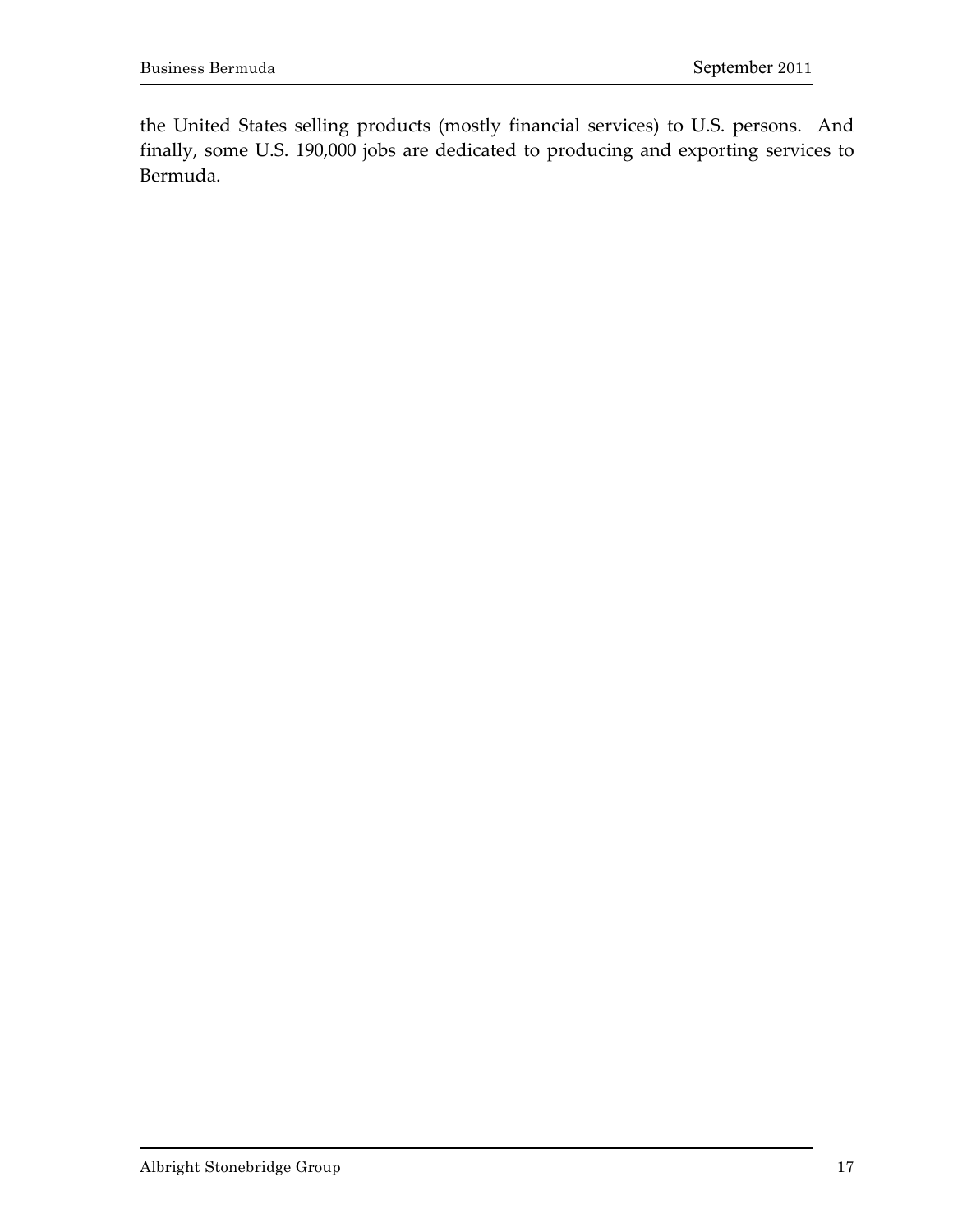the United States selling products (mostly financial services) to U.S. persons. And finally, some U.S. 190,000 jobs are dedicated to producing and exporting services to Bermuda.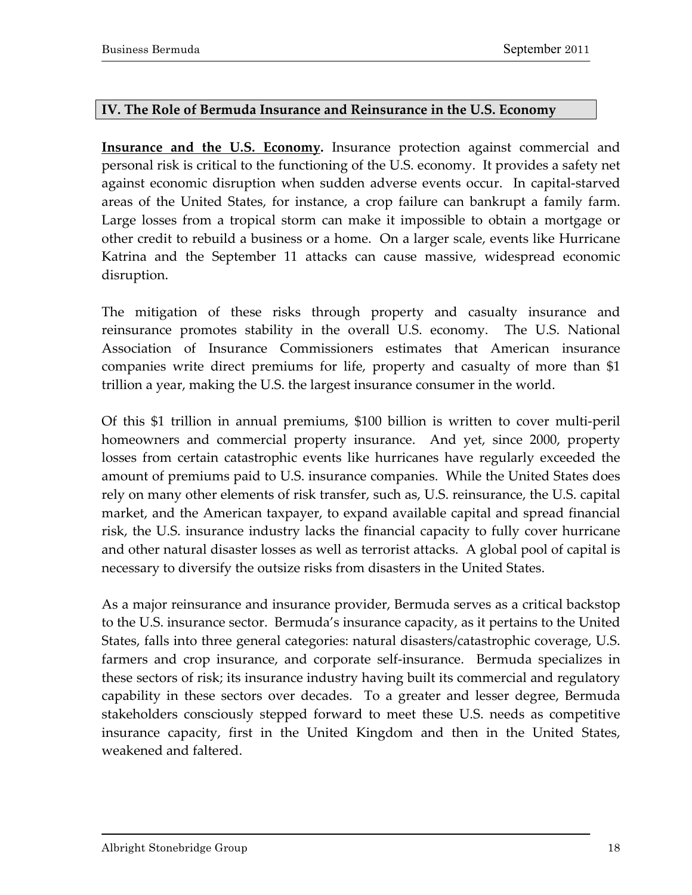## IV. The Role of Bermuda Insurance and Reinsurance in the U.S. Economy

**Insurance and the U.S. Economy.** Insurance protection against commercial and personal risk is critical to the functioning of the U.S. economy. It provides a safety net against economic disruption when sudden adverse events occur. In capital-starved areas of the United States, for instance, a crop failure can bankrupt a family farm. Large losses from a tropical storm can make it impossible to obtain a mortgage or other credit to rebuild a business or a home. On a larger scale, events like Hurricane Katrina and the September 11 attacks can cause massive, widespread economic disruption.

The mitigation of these risks through property and casualty insurance and reinsurance promotes stability in the overall U.S. economy. The U.S. National Association of Insurance Commissioners estimates that American insurance companies write direct premiums for life, property and casualty of more than $1 trillion a year, making the U.S. the largest insurance consumer in the world.

Of this $1 trillion in annual premiums, $100 billion is written to cover multi-peril homeowners and commercial property insurance. And yet, since 2000, property losses from certain catastrophic events like hurricanes have regularly exceeded the amount of premiums paid to U.S. insurance companies. While the United States does rely on many other elements of risk transfer, such as, U.S. reinsurance, the U.S. capital market, and the American taxpayer, to expand available capital and spread financial risk, the U.S. insurance industry lacks the financial capacity to fully cover hurricane and other natural disaster losses as well as terrorist attacks. A global pool of capital is necessary to diversify the outsize risks from disasters in the United States.

As a major reinsurance and insurance provider, Bermuda serves as a critical backstop to the U.S. insurance sector. Bermuda's insurance capacity, as it pertains to the United States, falls into three general categories: natural disasters/catastrophic coverage, U.S. farmers and crop insurance, and corporate self-insurance. Bermuda specializes in these sectors of risk; its insurance industry having built its commercial and regulatory capability in these sectors over decades. To a greater and lesser degree, Bermuda stakeholders consciously stepped forward to meet these U.S. needs as competitive insurance capacity, first in the United Kingdom and then in the United States, weakened and faltered.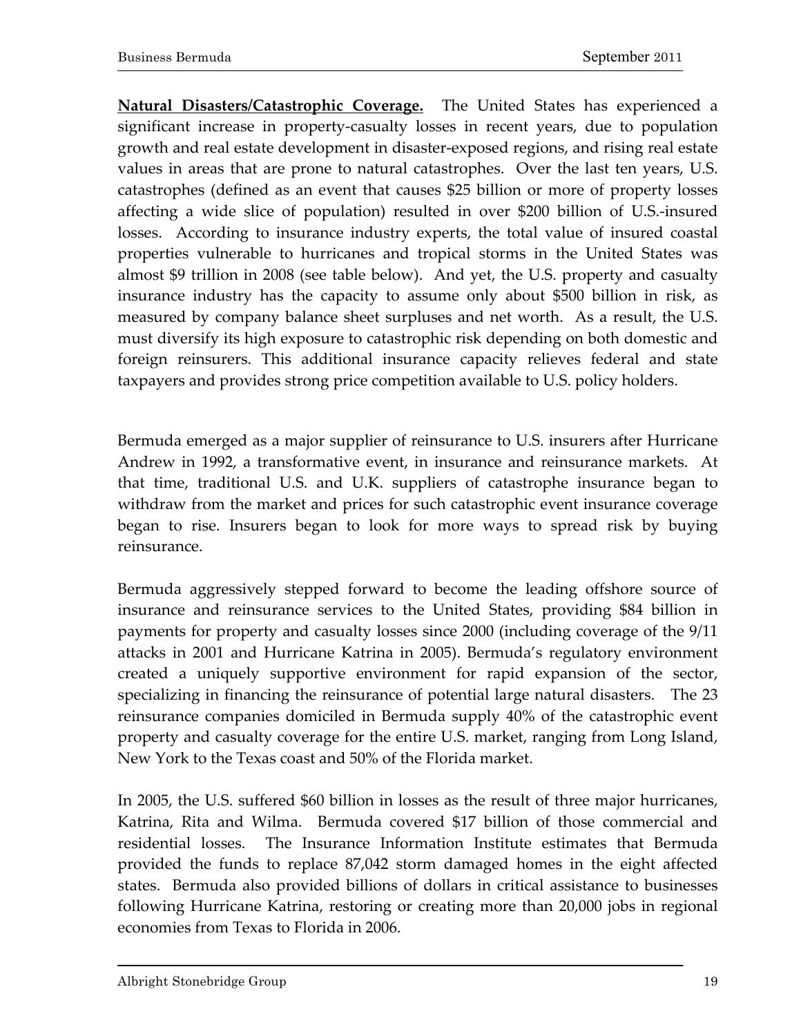**Natural Disasters/Catastrophic Coverage.** The United States has experienced a significant increase in property-casualty losses in recent years, due to population growth and real estate development in disaster-exposed regions, and rising real estate values in areas that are prone to natural catastrophes. Over the last ten years, U.S. catastrophes (defined as an event that causes $25 billion or more of property losses affecting a wide slice of population) resulted in over $200 billion of U.S.-insured losses. According to insurance industry experts, the total value of insured coastal properties vulnerable to hurricanes and tropical storms in the United States was almost $9 trillion in 2008 (see table below). And yet, the U.S. property and casualty insurance industry has the capacity to assume only about $500 billion in risk, as measured by company balance sheet surpluses and net worth. As a result, the U.S. must diversify its high exposure to catastrophic risk depending on both domestic and foreign reinsurers. This additional insurance capacity relieves federal and state taxpayers and provides strong price competition available to U.S. policy holders.

Bermuda emerged as a major supplier of reinsurance to U.S. insurers after Hurricane Andrew in 1992, a transformative event, in insurance and reinsurance markets. At that time, traditional U.S. and U.K. suppliers of catastrophe insurance began to withdraw from the market and prices for such catastrophic event insurance coverage began to rise. Insurers began to look for more ways to spread risk by buying reinsurance.

Bermuda aggressively stepped forward to become the leading offshore source of insurance and reinsurance services to the United States, providing $84 billion in payments for property and casualty losses since 2000 (including coverage of the 9/11 attacks in 2001 and Hurricane Katrina in 2005). Bermuda's regulatory environment created a uniquely supportive environment for rapid expansion of the sector, specializing in financing the reinsurance of potential large natural disasters. The 23 reinsurance companies domiciled in Bermuda supply 40% of the catastrophic event property and casualty coverage for the entire U.S. market, ranging from Long Island, New York to the Texas coast and 50% of the Florida market.

In 2005, the U.S. suffered $60 billion in losses as the result of three major hurricanes, Katrina, Rita and Wilma. Bermuda covered $17 billion of those commercial and residential losses. The Insurance Information Institute estimates that Bermuda provided the funds to replace 87,042 storm damaged homes in the eight affected states. Bermuda also provided billions of dollars in critical assistance to businesses following Hurricane Katrina, restoring or creating more than 20,000 jobs in regional economies from Texas to Florida in 2006.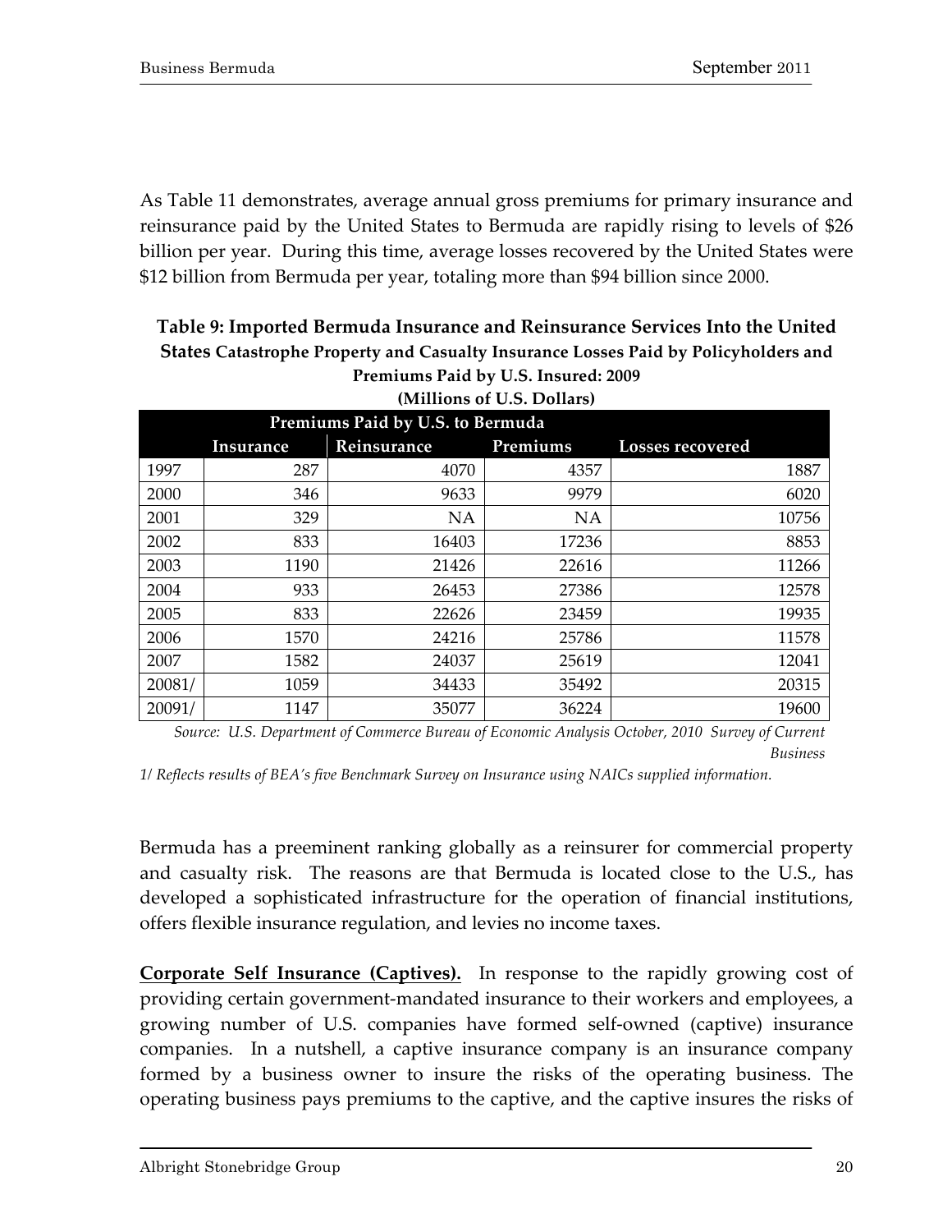As Table 11 demonstrates, average annual gross premiums for primary insurance and reinsurance paid by the United States to Bermuda are rapidly rising to levels of $26 billion per year. During this time, average losses recovered by the United States were $12 billion from Bermuda per year, totaling more than $94 billion since 2000.

**Table 9: Imported Bermuda Insurance and Reinsurance Services Into the United States Catastrophe Property and Casualty Insurance Losses Paid by Policyholders and Premiums Paid by U.S. Insured: 2009**
**(Millions of U.S. Dollars)**

| | Premiums Paid by U.S. to Bermuda | | | |
|---|---|---|---|---|
| | Insurance | Reinsurance | Premiums | Losses recovered |
| 1997 | 287 | 4070 | 4357 | 1887 |
| 2000 | 346 | 9633 | 9979 | 6020 |
| 2001 | 329 | NA | NA | 10756 |
| 2002 | 833 | 16403 | 17236 | 8853 |
| 2003 | 1190 | 21426 | 22616 | 11266 |
| 2004 | 933 | 26453 | 27386 | 12578 |
| 2005 | 833 | 22626 | 23459 | 19935 |
| 2006 | 1570 | 24216 | 25786 | 11578 |
| 2007 | 1582 | 24037 | 25619 | 12041 |
| 20081/ | 1059 | 34433 | 35492 | 20315 |
| 20091/ | 1147 | 35077 | 36224 | 19600 |

*Source: U.S. Department of Commerce Bureau of Economic Analysis October, 2010 Survey of Current Business*

*1/ Reflects results of BEA's five Benchmark Survey on Insurance using NAICs supplied information.*

Bermuda has a preeminent ranking globally as a reinsurer for commercial property and casualty risk. The reasons are that Bermuda is located close to the U.S., has developed a sophisticated infrastructure for the operation of financial institutions, offers flexible insurance regulation, and levies no income taxes.

**Corporate Self Insurance (Captives).** In response to the rapidly growing cost of providing certain government-mandated insurance to their workers and employees, a growing number of U.S. companies have formed self-owned (captive) insurance companies. In a nutshell, a captive insurance company is an insurance company formed by a business owner to insure the risks of the operating business. The operating business pays premiums to the captive, and the captive insures the risks of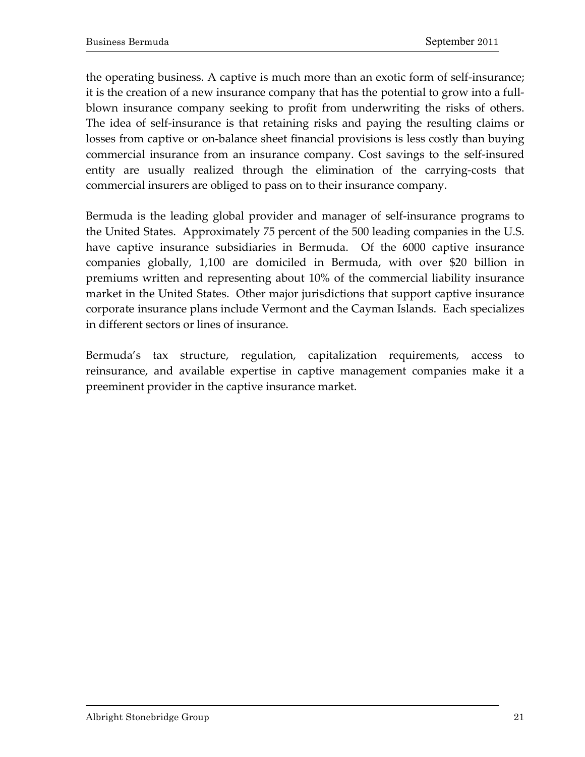the operating business. A captive is much more than an exotic form of self-insurance; it is the creation of a new insurance company that has the potential to grow into a full-blown insurance company seeking to profit from underwriting the risks of others. The idea of self-insurance is that retaining risks and paying the resulting claims or losses from captive or on-balance sheet financial provisions is less costly than buying commercial insurance from an insurance company. Cost savings to the self-insured entity are usually realized through the elimination of the carrying-costs that commercial insurers are obliged to pass on to their insurance company.

Bermuda is the leading global provider and manager of self-insurance programs to the United States. Approximately 75 percent of the 500 leading companies in the U.S. have captive insurance subsidiaries in Bermuda. Of the 6000 captive insurance companies globally, 1,100 are domiciled in Bermuda, with over $20 billion in premiums written and representing about 10% of the commercial liability insurance market in the United States. Other major jurisdictions that support captive insurance corporate insurance plans include Vermont and the Cayman Islands. Each specializes in different sectors or lines of insurance.

Bermuda's tax structure, regulation, capitalization requirements, access to reinsurance, and available expertise in captive management companies make it a preeminent provider in the captive insurance market.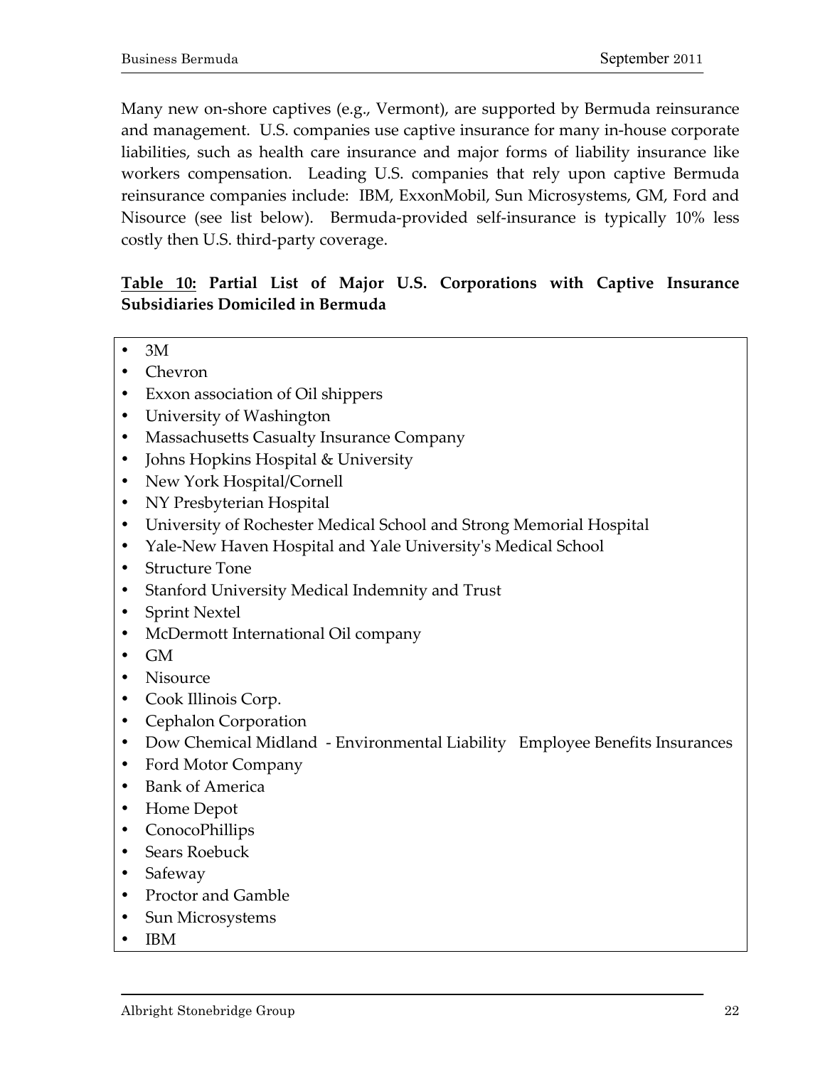Many new on-shore captives (e.g., Vermont), are supported by Bermuda reinsurance and management. U.S. companies use captive insurance for many in-house corporate liabilities, such as health care insurance and major forms of liability insurance like workers compensation. Leading U.S. companies that rely upon captive Bermuda reinsurance companies include: IBM, ExxonMobil, Sun Microsystems, GM, Ford and Nisource (see list below). Bermuda-provided self-insurance is typically 10% less costly then U.S. third-party coverage.

**<u>Table 10:</u> Partial List of Major U.S. Corporations with Captive Insurance Subsidiaries Domiciled in Bermuda**

- 3M
- Chevron
- Exxon association of Oil shippers
- University of Washington
- Massachusetts Casualty Insurance Company
- Johns Hopkins Hospital & University
- New York Hospital/Cornell
- NY Presbyterian Hospital
- University of Rochester Medical School and Strong Memorial Hospital
- Yale-New Haven Hospital and Yale University's Medical School
- Structure Tone
- Stanford University Medical Indemnity and Trust
- Sprint Nextel
- McDermott International Oil company
- GM
- Nisource
- Cook Illinois Corp.
- Cephalon Corporation
- Dow Chemical Midland - Environmental Liability Employee Benefits Insurances
- Ford Motor Company
- Bank of America
- Home Depot
- ConocoPhillips
- Sears Roebuck
- Safeway
- Proctor and Gamble
- Sun Microsystems
- IBM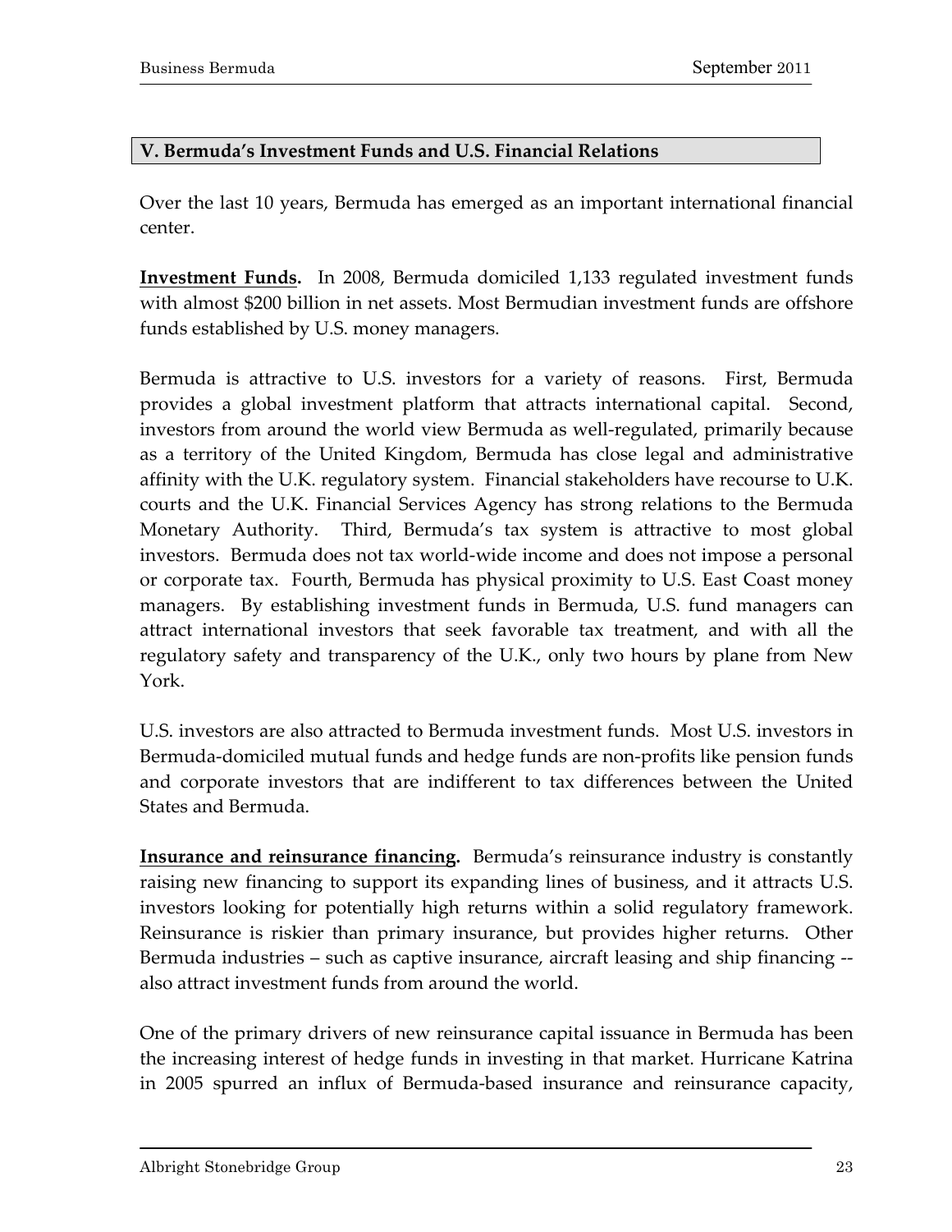## V. Bermuda's Investment Funds and U.S. Financial Relations

Over the last 10 years, Bermuda has emerged as an important international financial center.

**Investment Funds.** In 2008, Bermuda domiciled 1,133 regulated investment funds with almost $200 billion in net assets. Most Bermudian investment funds are offshore funds established by U.S. money managers.

Bermuda is attractive to U.S. investors for a variety of reasons. First, Bermuda provides a global investment platform that attracts international capital. Second, investors from around the world view Bermuda as well-regulated, primarily because as a territory of the United Kingdom, Bermuda has close legal and administrative affinity with the U.K. regulatory system. Financial stakeholders have recourse to U.K. courts and the U.K. Financial Services Agency has strong relations to the Bermuda Monetary Authority. Third, Bermuda's tax system is attractive to most global investors. Bermuda does not tax world-wide income and does not impose a personal or corporate tax. Fourth, Bermuda has physical proximity to U.S. East Coast money managers. By establishing investment funds in Bermuda, U.S. fund managers can attract international investors that seek favorable tax treatment, and with all the regulatory safety and transparency of the U.K., only two hours by plane from New York.

U.S. investors are also attracted to Bermuda investment funds. Most U.S. investors in Bermuda-domiciled mutual funds and hedge funds are non-profits like pension funds and corporate investors that are indifferent to tax differences between the United States and Bermuda.

**Insurance and reinsurance financing.** Bermuda's reinsurance industry is constantly raising new financing to support its expanding lines of business, and it attracts U.S. investors looking for potentially high returns within a solid regulatory framework. Reinsurance is riskier than primary insurance, but provides higher returns. Other Bermuda industries – such as captive insurance, aircraft leasing and ship financing -- also attract investment funds from around the world.

One of the primary drivers of new reinsurance capital issuance in Bermuda has been the increasing interest of hedge funds in investing in that market. Hurricane Katrina in 2005 spurred an influx of Bermuda-based insurance and reinsurance capacity,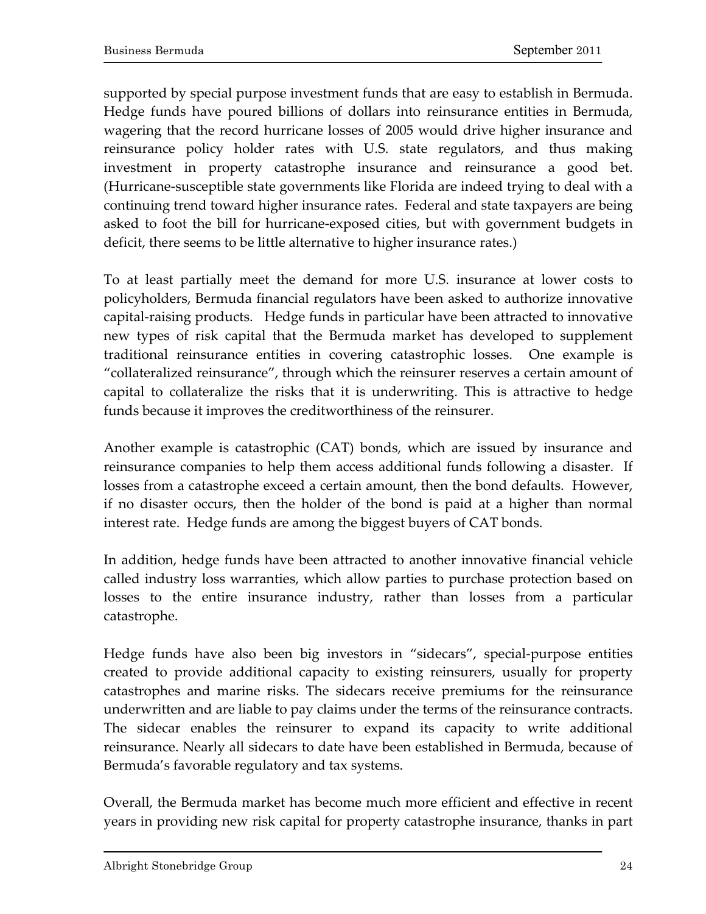supported by special purpose investment funds that are easy to establish in Bermuda. Hedge funds have poured billions of dollars into reinsurance entities in Bermuda, wagering that the record hurricane losses of 2005 would drive higher insurance and reinsurance policy holder rates with U.S. state regulators, and thus making investment in property catastrophe insurance and reinsurance a good bet. (Hurricane-susceptible state governments like Florida are indeed trying to deal with a continuing trend toward higher insurance rates. Federal and state taxpayers are being asked to foot the bill for hurricane-exposed cities, but with government budgets in deficit, there seems to be little alternative to higher insurance rates.)

To at least partially meet the demand for more U.S. insurance at lower costs to policyholders, Bermuda financial regulators have been asked to authorize innovative capital-raising products. Hedge funds in particular have been attracted to innovative new types of risk capital that the Bermuda market has developed to supplement traditional reinsurance entities in covering catastrophic losses. One example is "collateralized reinsurance", through which the reinsurer reserves a certain amount of capital to collateralize the risks that it is underwriting. This is attractive to hedge funds because it improves the creditworthiness of the reinsurer.

Another example is catastrophic (CAT) bonds, which are issued by insurance and reinsurance companies to help them access additional funds following a disaster. If losses from a catastrophe exceed a certain amount, then the bond defaults. However, if no disaster occurs, then the holder of the bond is paid at a higher than normal interest rate. Hedge funds are among the biggest buyers of CAT bonds.

In addition, hedge funds have been attracted to another innovative financial vehicle called industry loss warranties, which allow parties to purchase protection based on losses to the entire insurance industry, rather than losses from a particular catastrophe.

Hedge funds have also been big investors in "sidecars", special-purpose entities created to provide additional capacity to existing reinsurers, usually for property catastrophes and marine risks. The sidecars receive premiums for the reinsurance underwritten and are liable to pay claims under the terms of the reinsurance contracts. The sidecar enables the reinsurer to expand its capacity to write additional reinsurance. Nearly all sidecars to date have been established in Bermuda, because of Bermuda's favorable regulatory and tax systems.

Overall, the Bermuda market has become much more efficient and effective in recent years in providing new risk capital for property catastrophe insurance, thanks in part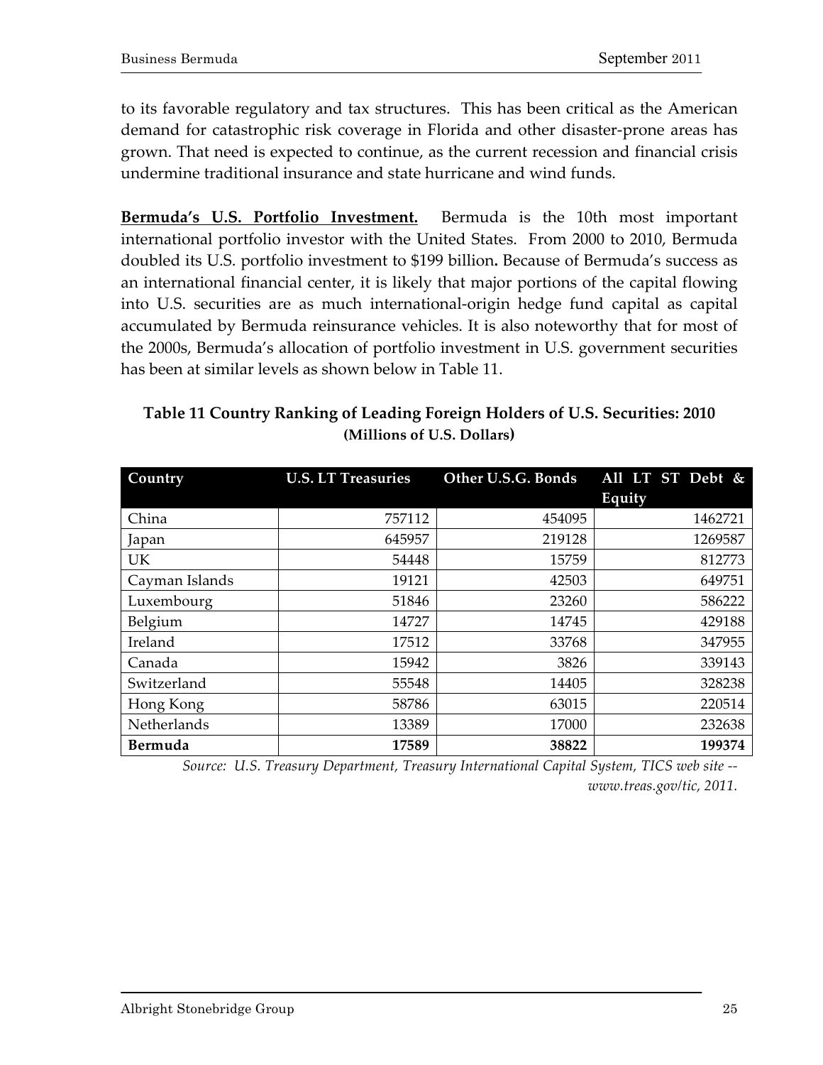to its favorable regulatory and tax structures. This has been critical as the American demand for catastrophic risk coverage in Florida and other disaster-prone areas has grown. That need is expected to continue, as the current recession and financial crisis undermine traditional insurance and state hurricane and wind funds.

**Bermuda's U.S. Portfolio Investment.** Bermuda is the 10th most important international portfolio investor with the United States. From 2000 to 2010, Bermuda doubled its U.S. portfolio investment to $199 billion**.** Because of Bermuda's success as an international financial center, it is likely that major portions of the capital flowing into U.S. securities are as much international-origin hedge fund capital as capital accumulated by Bermuda reinsurance vehicles. It is also noteworthy that for most of the 2000s, Bermuda's allocation of portfolio investment in U.S. government securities has been at similar levels as shown below in Table 11.

**Table 11 Country Ranking of Leading Foreign Holders of U.S. Securities: 2010**
**(Millions of U.S. Dollars)**

| Country | U.S. LT Treasuries | Other U.S.G. Bonds | All LT ST Debt & Equity |
|---|---|---|---|
| China | 757112 | 454095 | 1462721 |
| Japan | 645957 | 219128 | 1269587 |
| UK | 54448 | 15759 | 812773 |
| Cayman Islands | 19121 | 42503 | 649751 |
| Luxembourg | 51846 | 23260 | 586222 |
| Belgium | 14727 | 14745 | 429188 |
| Ireland | 17512 | 33768 | 347955 |
| Canada | 15942 | 3826 | 339143 |
| Switzerland | 55548 | 14405 | 328238 |
| Hong Kong | 58786 | 63015 | 220514 |
| Netherlands | 13389 | 17000 | 232638 |
| **Bermuda** | **17589** | **38822** | **199374** |

*Source: U.S. Treasury Department, Treasury International Capital System, TICS web site -- www.treas.gov/tic, 2011.*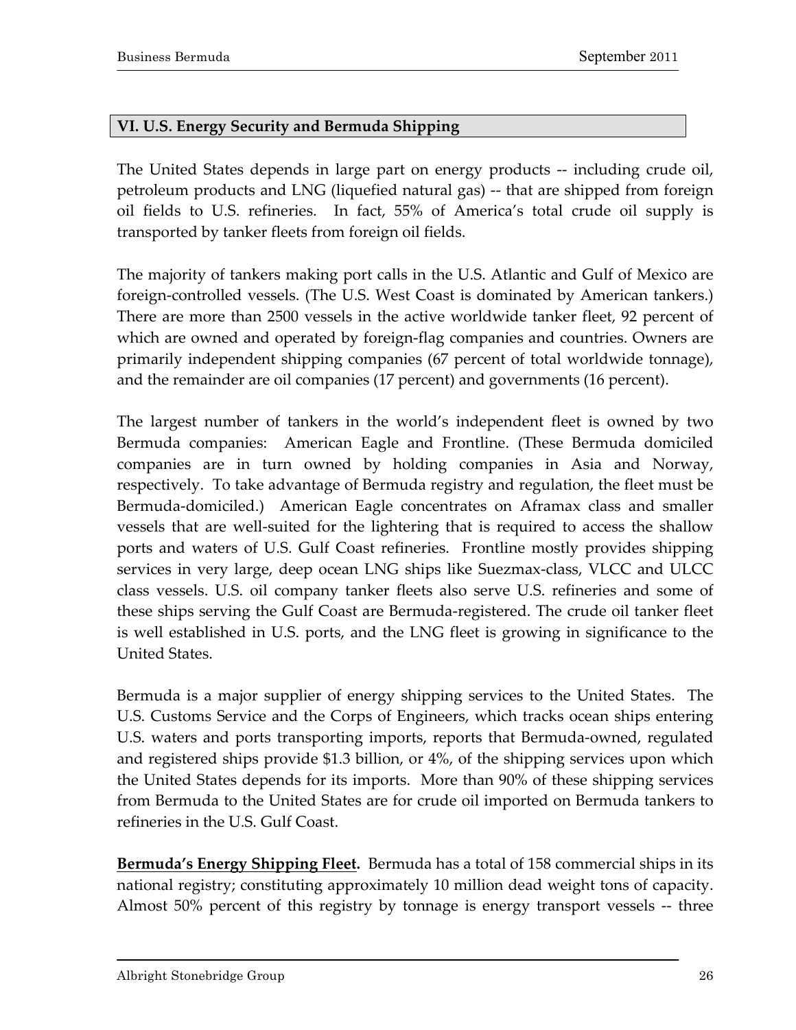## VI. U.S. Energy Security and Bermuda Shipping

The United States depends in large part on energy products -- including crude oil, petroleum products and LNG (liquefied natural gas) -- that are shipped from foreign oil fields to U.S. refineries. In fact, 55% of America's total crude oil supply is transported by tanker fleets from foreign oil fields.

The majority of tankers making port calls in the U.S. Atlantic and Gulf of Mexico are foreign-controlled vessels. (The U.S. West Coast is dominated by American tankers.) There are more than 2500 vessels in the active worldwide tanker fleet, 92 percent of which are owned and operated by foreign-flag companies and countries. Owners are primarily independent shipping companies (67 percent of total worldwide tonnage), and the remainder are oil companies (17 percent) and governments (16 percent).

The largest number of tankers in the world's independent fleet is owned by two Bermuda companies: American Eagle and Frontline. (These Bermuda domiciled companies are in turn owned by holding companies in Asia and Norway, respectively. To take advantage of Bermuda registry and regulation, the fleet must be Bermuda-domiciled.) American Eagle concentrates on Aframax class and smaller vessels that are well-suited for the lightering that is required to access the shallow ports and waters of U.S. Gulf Coast refineries. Frontline mostly provides shipping services in very large, deep ocean LNG ships like Suezmax-class, VLCC and ULCC class vessels. U.S. oil company tanker fleets also serve U.S. refineries and some of these ships serving the Gulf Coast are Bermuda-registered. The crude oil tanker fleet is well established in U.S. ports, and the LNG fleet is growing in significance to the United States.

Bermuda is a major supplier of energy shipping services to the United States. The U.S. Customs Service and the Corps of Engineers, which tracks ocean ships entering U.S. waters and ports transporting imports, reports that Bermuda-owned, regulated and registered ships provide $1.3 billion, or 4%, of the shipping services upon which the United States depends for its imports. More than 90% of these shipping services from Bermuda to the United States are for crude oil imported on Bermuda tankers to refineries in the U.S. Gulf Coast.

**<u>Bermuda's Energy Shipping Fleet</u>.** Bermuda has a total of 158 commercial ships in its national registry; constituting approximately 10 million dead weight tons of capacity. Almost 50% percent of this registry by tonnage is energy transport vessels -- three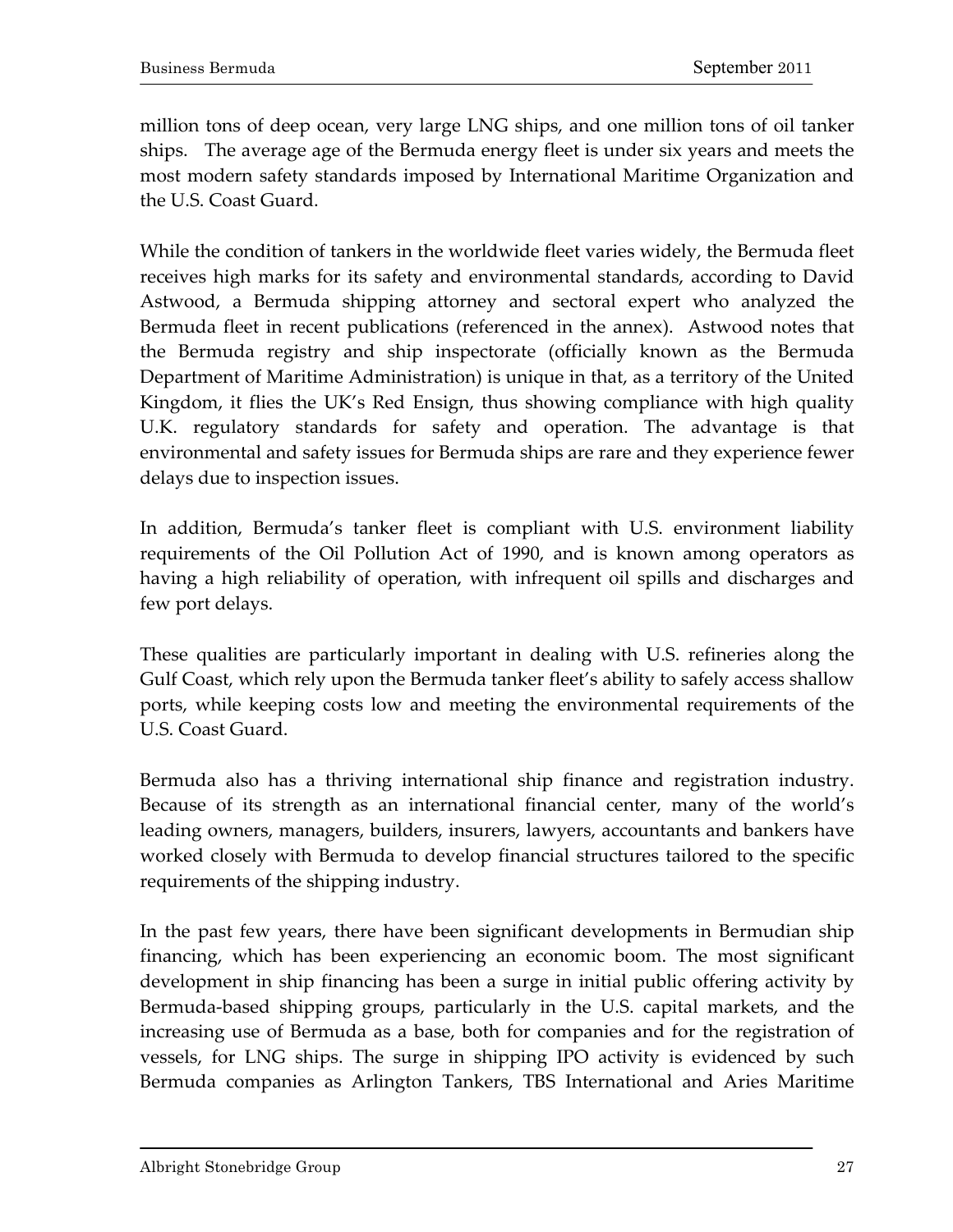million tons of deep ocean, very large LNG ships, and one million tons of oil tanker ships. The average age of the Bermuda energy fleet is under six years and meets the most modern safety standards imposed by International Maritime Organization and the U.S. Coast Guard.

While the condition of tankers in the worldwide fleet varies widely, the Bermuda fleet receives high marks for its safety and environmental standards, according to David Astwood, a Bermuda shipping attorney and sectoral expert who analyzed the Bermuda fleet in recent publications (referenced in the annex). Astwood notes that the Bermuda registry and ship inspectorate (officially known as the Bermuda Department of Maritime Administration) is unique in that, as a territory of the United Kingdom, it flies the UK's Red Ensign, thus showing compliance with high quality U.K. regulatory standards for safety and operation. The advantage is that environmental and safety issues for Bermuda ships are rare and they experience fewer delays due to inspection issues.

In addition, Bermuda's tanker fleet is compliant with U.S. environment liability requirements of the Oil Pollution Act of 1990, and is known among operators as having a high reliability of operation, with infrequent oil spills and discharges and few port delays.

These qualities are particularly important in dealing with U.S. refineries along the Gulf Coast, which rely upon the Bermuda tanker fleet's ability to safely access shallow ports, while keeping costs low and meeting the environmental requirements of the U.S. Coast Guard.

Bermuda also has a thriving international ship finance and registration industry. Because of its strength as an international financial center, many of the world's leading owners, managers, builders, insurers, lawyers, accountants and bankers have worked closely with Bermuda to develop financial structures tailored to the specific requirements of the shipping industry.

In the past few years, there have been significant developments in Bermudian ship financing, which has been experiencing an economic boom. The most significant development in ship financing has been a surge in initial public offering activity by Bermuda-based shipping groups, particularly in the U.S. capital markets, and the increasing use of Bermuda as a base, both for companies and for the registration of vessels, for LNG ships. The surge in shipping IPO activity is evidenced by such Bermuda companies as Arlington Tankers, TBS International and Aries Maritime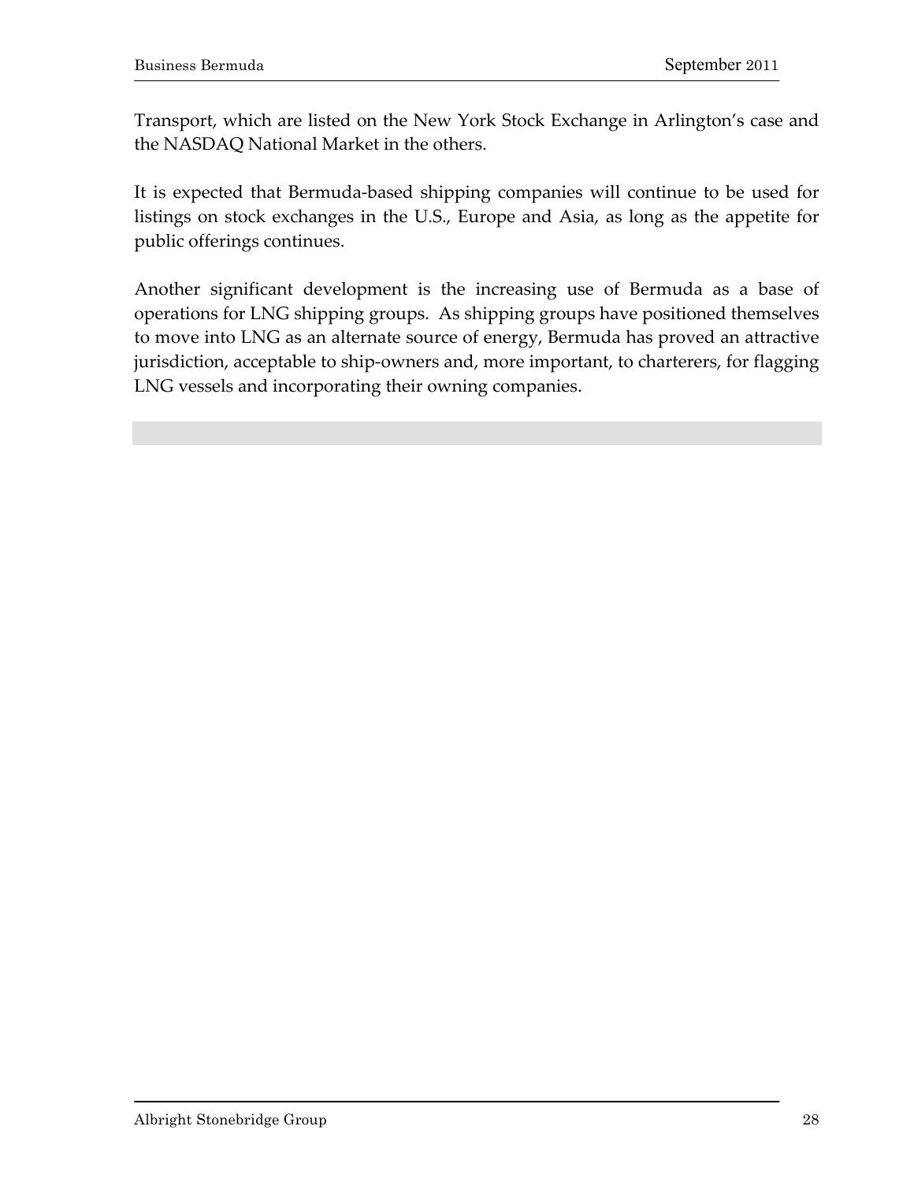Transport, which are listed on the New York Stock Exchange in Arlington's case and the NASDAQ National Market in the others.

It is expected that Bermuda-based shipping companies will continue to be used for listings on stock exchanges in the U.S., Europe and Asia, as long as the appetite for public offerings continues.

Another significant development is the increasing use of Bermuda as a base of operations for LNG shipping groups. As shipping groups have positioned themselves to move into LNG as an alternate source of energy, Bermuda has proved an attractive jurisdiction, acceptable to ship-owners and, more important, to charterers, for flagging LNG vessels and incorporating their owning companies.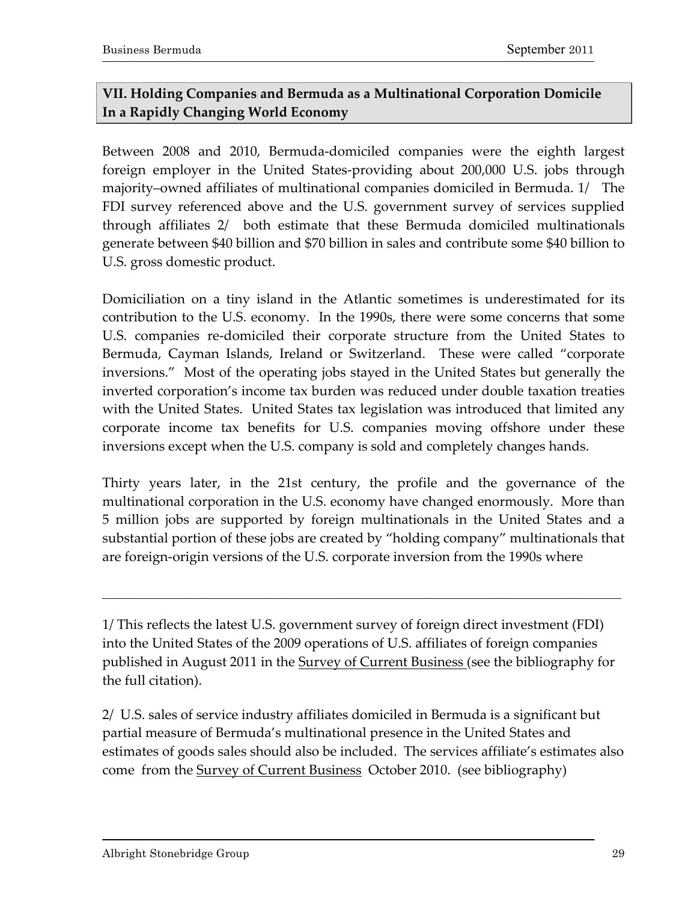## VII. Holding Companies and Bermuda as a Multinational Corporation Domicile In a Rapidly Changing World Economy

Between 2008 and 2010, Bermuda-domiciled companies were the eighth largest foreign employer in the United States-providing about 200,000 U.S. jobs through majority–owned affiliates of multinational companies domiciled in Bermuda. 1/ The FDI survey referenced above and the U.S. government survey of services supplied through affiliates 2/ both estimate that these Bermuda domiciled multinationals generate between $40 billion and $70 billion in sales and contribute some $40 billion to U.S. gross domestic product.

Domiciliation on a tiny island in the Atlantic sometimes is underestimated for its contribution to the U.S. economy. In the 1990s, there were some concerns that some U.S. companies re-domiciled their corporate structure from the United States to Bermuda, Cayman Islands, Ireland or Switzerland. These were called "corporate inversions." Most of the operating jobs stayed in the United States but generally the inverted corporation's income tax burden was reduced under double taxation treaties with the United States. United States tax legislation was introduced that limited any corporate income tax benefits for U.S. companies moving offshore under these inversions except when the U.S. company is sold and completely changes hands.

Thirty years later, in the 21st century, the profile and the governance of the multinational corporation in the U.S. economy have changed enormously. More than 5 million jobs are supported by foreign multinationals in the United States and a substantial portion of these jobs are created by "holding company" multinationals that are foreign-origin versions of the U.S. corporate inversion from the 1990s where

---

1/ This reflects the latest U.S. government survey of foreign direct investment (FDI) into the United States of the 2009 operations of U.S. affiliates of foreign companies published in August 2011 in the Survey of Current Business (see the bibliography for the full citation).

2/ U.S. sales of service industry affiliates domiciled in Bermuda is a significant but partial measure of Bermuda's multinational presence in the United States and estimates of goods sales should also be included. The services affiliate's estimates also come from the Survey of Current Business October 2010. (see bibliography)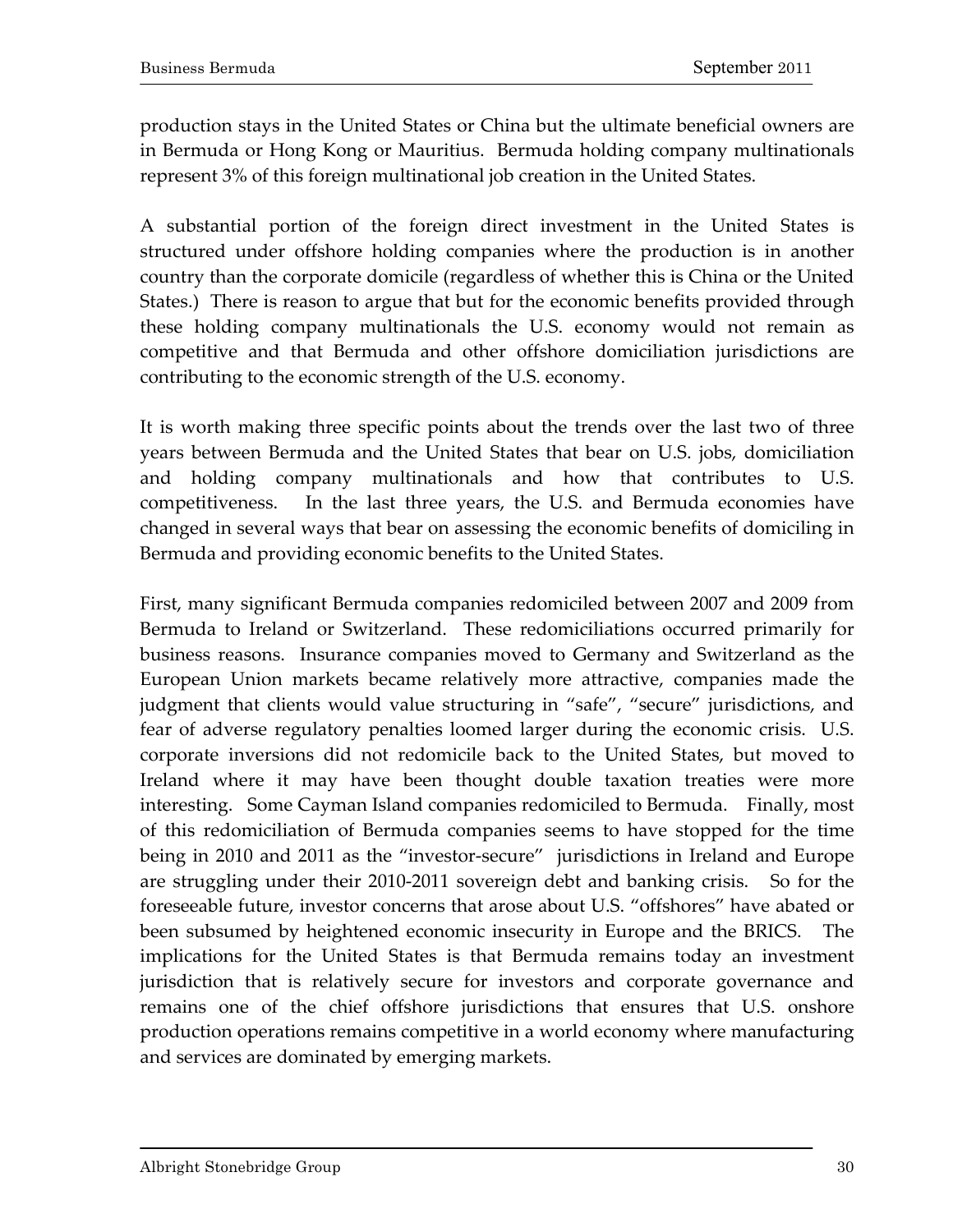production stays in the United States or China but the ultimate beneficial owners are in Bermuda or Hong Kong or Mauritius. Bermuda holding company multinationals represent 3% of this foreign multinational job creation in the United States.

A substantial portion of the foreign direct investment in the United States is structured under offshore holding companies where the production is in another country than the corporate domicile (regardless of whether this is China or the United States.) There is reason to argue that but for the economic benefits provided through these holding company multinationals the U.S. economy would not remain as competitive and that Bermuda and other offshore domiciliation jurisdictions are contributing to the economic strength of the U.S. economy.

It is worth making three specific points about the trends over the last two of three years between Bermuda and the United States that bear on U.S. jobs, domiciliation and holding company multinationals and how that contributes to U.S. competitiveness. In the last three years, the U.S. and Bermuda economies have changed in several ways that bear on assessing the economic benefits of domiciling in Bermuda and providing economic benefits to the United States.

First, many significant Bermuda companies redomiciled between 2007 and 2009 from Bermuda to Ireland or Switzerland. These redomiciliations occurred primarily for business reasons. Insurance companies moved to Germany and Switzerland as the European Union markets became relatively more attractive, companies made the judgment that clients would value structuring in "safe", "secure" jurisdictions, and fear of adverse regulatory penalties loomed larger during the economic crisis. U.S. corporate inversions did not redomicile back to the United States, but moved to Ireland where it may have been thought double taxation treaties were more interesting. Some Cayman Island companies redomiciled to Bermuda. Finally, most of this redomiciliation of Bermuda companies seems to have stopped for the time being in 2010 and 2011 as the "investor-secure" jurisdictions in Ireland and Europe are struggling under their 2010-2011 sovereign debt and banking crisis. So for the foreseeable future, investor concerns that arose about U.S. "offshores" have abated or been subsumed by heightened economic insecurity in Europe and the BRICS. The implications for the United States is that Bermuda remains today an investment jurisdiction that is relatively secure for investors and corporate governance and remains one of the chief offshore jurisdictions that ensures that U.S. onshore production operations remains competitive in a world economy where manufacturing and services are dominated by emerging markets.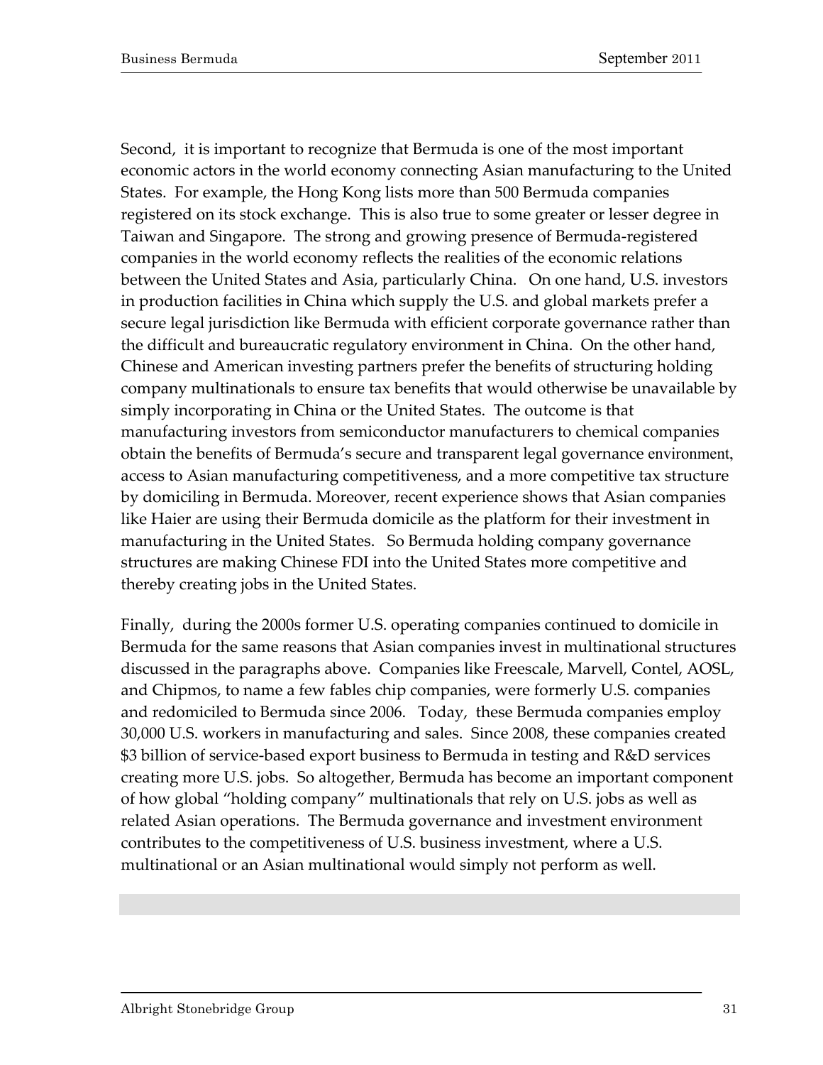Second, it is important to recognize that Bermuda is one of the most important economic actors in the world economy connecting Asian manufacturing to the United States. For example, the Hong Kong lists more than 500 Bermuda companies registered on its stock exchange. This is also true to some greater or lesser degree in Taiwan and Singapore. The strong and growing presence of Bermuda-registered companies in the world economy reflects the realities of the economic relations between the United States and Asia, particularly China. On one hand, U.S. investors in production facilities in China which supply the U.S. and global markets prefer a secure legal jurisdiction like Bermuda with efficient corporate governance rather than the difficult and bureaucratic regulatory environment in China. On the other hand, Chinese and American investing partners prefer the benefits of structuring holding company multinationals to ensure tax benefits that would otherwise be unavailable by simply incorporating in China or the United States. The outcome is that manufacturing investors from semiconductor manufacturers to chemical companies obtain the benefits of Bermuda's secure and transparent legal governance environment, access to Asian manufacturing competitiveness, and a more competitive tax structure by domiciling in Bermuda. Moreover, recent experience shows that Asian companies like Haier are using their Bermuda domicile as the platform for their investment in manufacturing in the United States. So Bermuda holding company governance structures are making Chinese FDI into the United States more competitive and thereby creating jobs in the United States.

Finally, during the 2000s former U.S. operating companies continued to domicile in Bermuda for the same reasons that Asian companies invest in multinational structures discussed in the paragraphs above. Companies like Freescale, Marvell, Contel, AOSL, and Chipmos, to name a few fables chip companies, were formerly U.S. companies and redomiciled to Bermuda since 2006. Today, these Bermuda companies employ 30,000 U.S. workers in manufacturing and sales. Since 2008, these companies created $3 billion of service-based export business to Bermuda in testing and R&D services creating more U.S. jobs. So altogether, Bermuda has become an important component of how global "holding company" multinationals that rely on U.S. jobs as well as related Asian operations. The Bermuda governance and investment environment contributes to the competitiveness of U.S. business investment, where a U.S. multinational or an Asian multinational would simply not perform as well.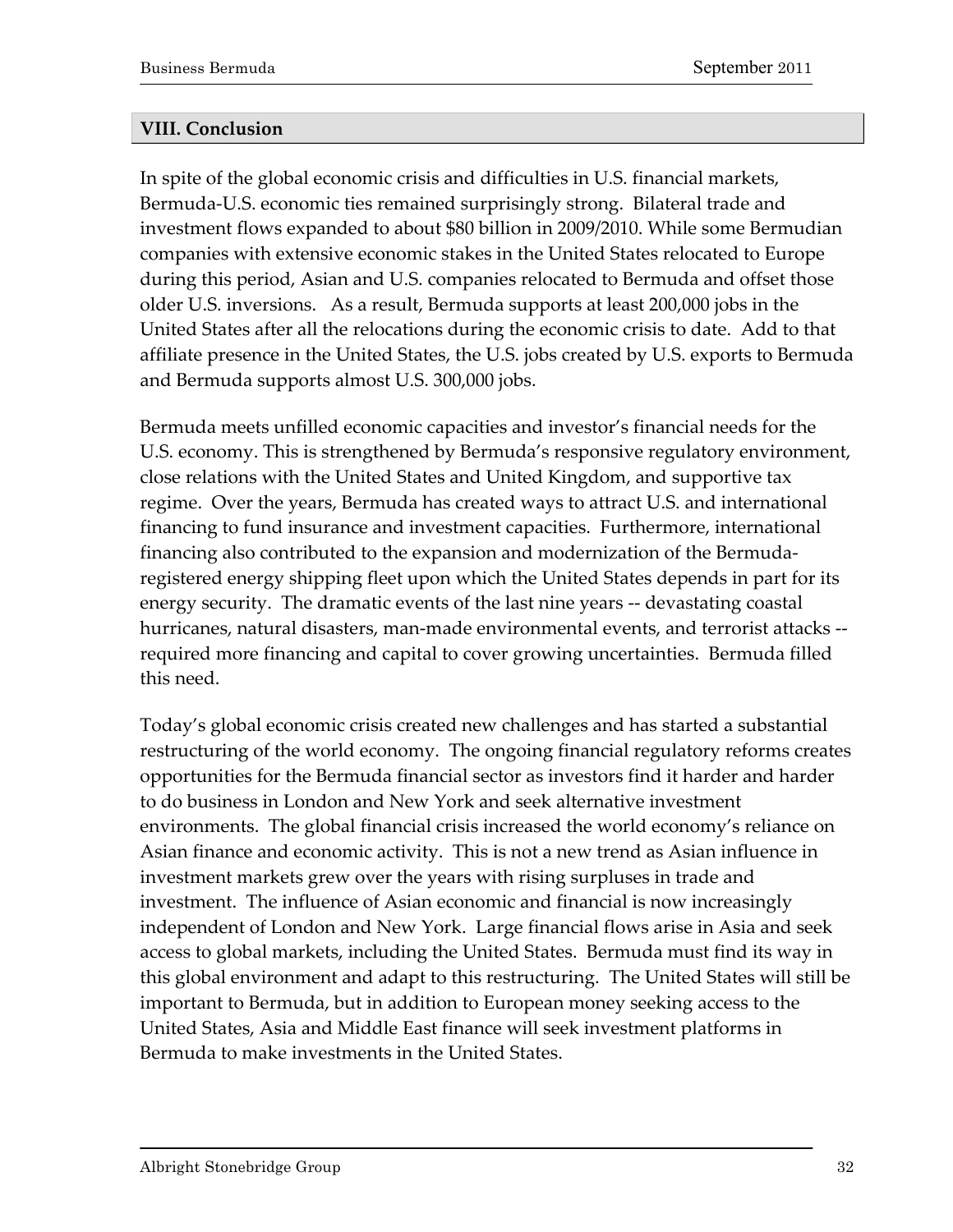## VIII. Conclusion

In spite of the global economic crisis and difficulties in U.S. financial markets, Bermuda-U.S. economic ties remained surprisingly strong. Bilateral trade and investment flows expanded to about $80 billion in 2009/2010. While some Bermudian companies with extensive economic stakes in the United States relocated to Europe during this period, Asian and U.S. companies relocated to Bermuda and offset those older U.S. inversions. As a result, Bermuda supports at least 200,000 jobs in the United States after all the relocations during the economic crisis to date. Add to that affiliate presence in the United States, the U.S. jobs created by U.S. exports to Bermuda and Bermuda supports almost U.S. 300,000 jobs.

Bermuda meets unfilled economic capacities and investor's financial needs for the U.S. economy. This is strengthened by Bermuda's responsive regulatory environment, close relations with the United States and United Kingdom, and supportive tax regime. Over the years, Bermuda has created ways to attract U.S. and international financing to fund insurance and investment capacities. Furthermore, international financing also contributed to the expansion and modernization of the Bermuda-registered energy shipping fleet upon which the United States depends in part for its energy security. The dramatic events of the last nine years -- devastating coastal hurricanes, natural disasters, man-made environmental events, and terrorist attacks -- required more financing and capital to cover growing uncertainties. Bermuda filled this need.

Today's global economic crisis created new challenges and has started a substantial restructuring of the world economy. The ongoing financial regulatory reforms creates opportunities for the Bermuda financial sector as investors find it harder and harder to do business in London and New York and seek alternative investment environments. The global financial crisis increased the world economy's reliance on Asian finance and economic activity. This is not a new trend as Asian influence in investment markets grew over the years with rising surpluses in trade and investment. The influence of Asian economic and financial is now increasingly independent of London and New York. Large financial flows arise in Asia and seek access to global markets, including the United States. Bermuda must find its way in this global environment and adapt to this restructuring. The United States will still be important to Bermuda, but in addition to European money seeking access to the United States, Asia and Middle East finance will seek investment platforms in Bermuda to make investments in the United States.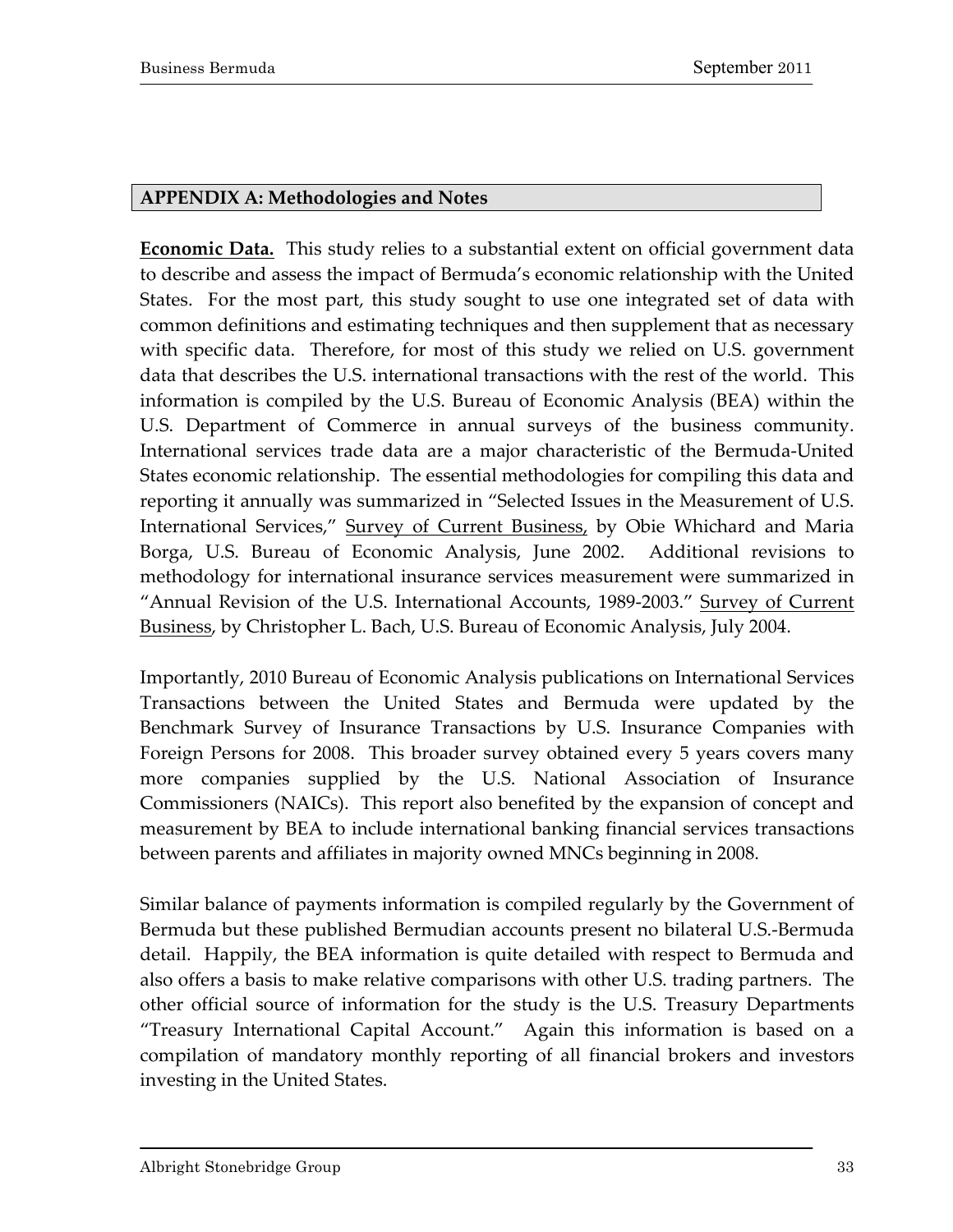## APPENDIX A: Methodologies and Notes

**Economic Data.** This study relies to a substantial extent on official government data to describe and assess the impact of Bermuda's economic relationship with the United States. For the most part, this study sought to use one integrated set of data with common definitions and estimating techniques and then supplement that as necessary with specific data. Therefore, for most of this study we relied on U.S. government data that describes the U.S. international transactions with the rest of the world. This information is compiled by the U.S. Bureau of Economic Analysis (BEA) within the U.S. Department of Commerce in annual surveys of the business community. International services trade data are a major characteristic of the Bermuda-United States economic relationship. The essential methodologies for compiling this data and reporting it annually was summarized in "Selected Issues in the Measurement of U.S. International Services," Survey of Current Business, by Obie Whichard and Maria Borga, U.S. Bureau of Economic Analysis, June 2002. Additional revisions to methodology for international insurance services measurement were summarized in "Annual Revision of the U.S. International Accounts, 1989-2003." Survey of Current Business, by Christopher L. Bach, U.S. Bureau of Economic Analysis, July 2004.

Importantly, 2010 Bureau of Economic Analysis publications on International Services Transactions between the United States and Bermuda were updated by the Benchmark Survey of Insurance Transactions by U.S. Insurance Companies with Foreign Persons for 2008. This broader survey obtained every 5 years covers many more companies supplied by the U.S. National Association of Insurance Commissioners (NAICs). This report also benefited by the expansion of concept and measurement by BEA to include international banking financial services transactions between parents and affiliates in majority owned MNCs beginning in 2008.

Similar balance of payments information is compiled regularly by the Government of Bermuda but these published Bermudian accounts present no bilateral U.S.-Bermuda detail. Happily, the BEA information is quite detailed with respect to Bermuda and also offers a basis to make relative comparisons with other U.S. trading partners. The other official source of information for the study is the U.S. Treasury Departments "Treasury International Capital Account." Again this information is based on a compilation of mandatory monthly reporting of all financial brokers and investors investing in the United States.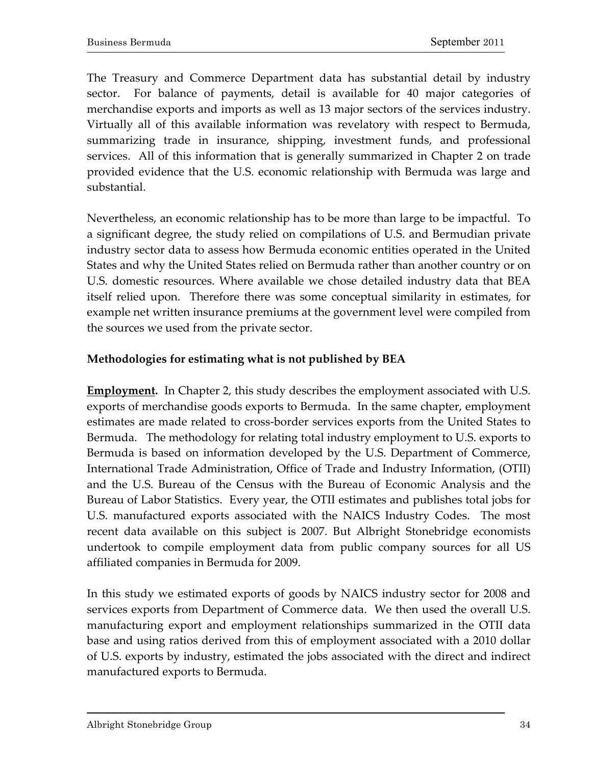The Treasury and Commerce Department data has substantial detail by industry sector. For balance of payments, detail is available for 40 major categories of merchandise exports and imports as well as 13 major sectors of the services industry. Virtually all of this available information was revelatory with respect to Bermuda, summarizing trade in insurance, shipping, investment funds, and professional services. All of this information that is generally summarized in Chapter 2 on trade provided evidence that the U.S. economic relationship with Bermuda was large and substantial.

Nevertheless, an economic relationship has to be more than large to be impactful. To a significant degree, the study relied on compilations of U.S. and Bermudian private industry sector data to assess how Bermuda economic entities operated in the United States and why the United States relied on Bermuda rather than another country or on U.S. domestic resources. Where available we chose detailed industry data that BEA itself relied upon. Therefore there was some conceptual similarity in estimates, for example net written insurance premiums at the government level were compiled from the sources we used from the private sector.

**Methodologies for estimating what is not published by BEA**

**Employment.** In Chapter 2, this study describes the employment associated with U.S. exports of merchandise goods exports to Bermuda. In the same chapter, employment estimates are made related to cross-border services exports from the United States to Bermuda. The methodology for relating total industry employment to U.S. exports to Bermuda is based on information developed by the U.S. Department of Commerce, International Trade Administration, Office of Trade and Industry Information, (OTII) and the U.S. Bureau of the Census with the Bureau of Economic Analysis and the Bureau of Labor Statistics. Every year, the OTII estimates and publishes total jobs for U.S. manufactured exports associated with the NAICS Industry Codes. The most recent data available on this subject is 2007. But Albright Stonebridge economists undertook to compile employment data from public company sources for all US affiliated companies in Bermuda for 2009.

In this study we estimated exports of goods by NAICS industry sector for 2008 and services exports from Department of Commerce data. We then used the overall U.S. manufacturing export and employment relationships summarized in the OTII data base and using ratios derived from this of employment associated with a 2010 dollar of U.S. exports by industry, estimated the jobs associated with the direct and indirect manufactured exports to Bermuda.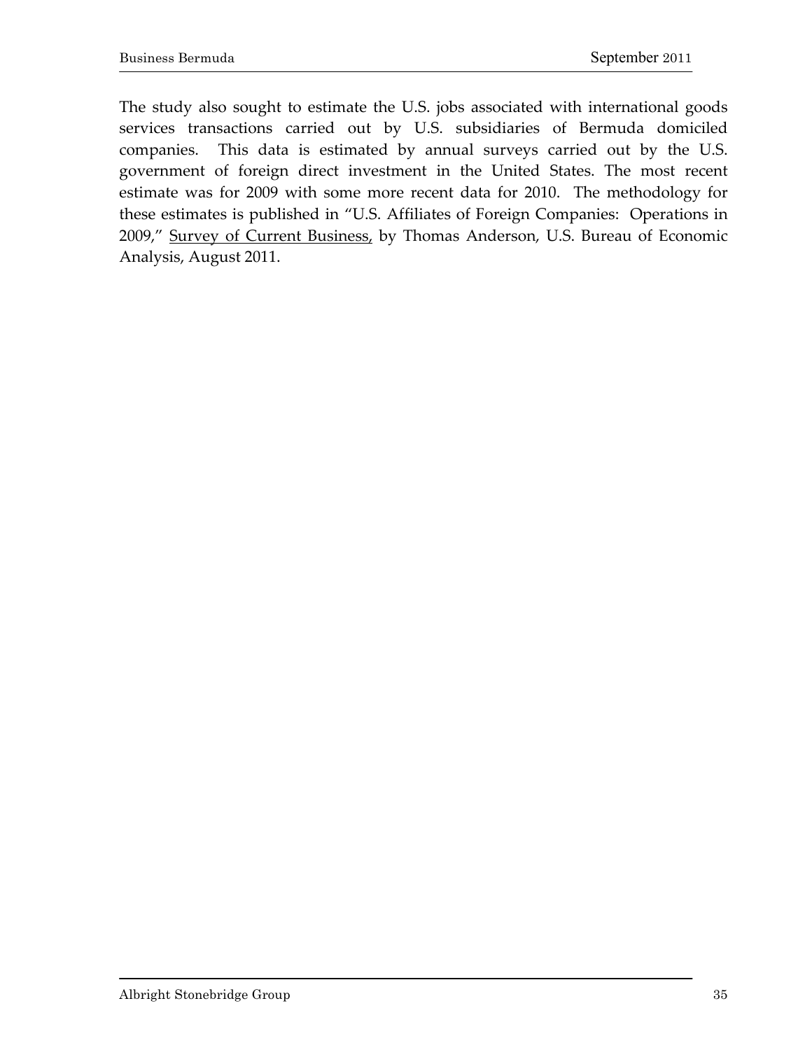The study also sought to estimate the U.S. jobs associated with international goods services transactions carried out by U.S. subsidiaries of Bermuda domiciled companies. This data is estimated by annual surveys carried out by the U.S. government of foreign direct investment in the United States. The most recent estimate was for 2009 with some more recent data for 2010. The methodology for these estimates is published in "U.S. Affiliates of Foreign Companies: Operations in 2009," Survey of Current Business, by Thomas Anderson, U.S. Bureau of Economic Analysis, August 2011.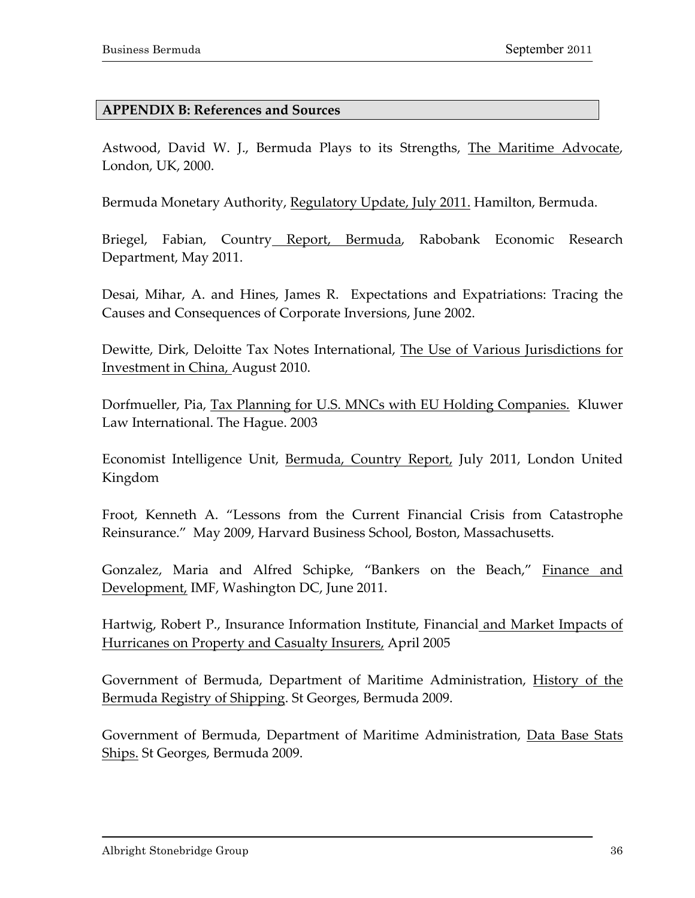## APPENDIX B: References and Sources

Astwood, David W. J., Bermuda Plays to its Strengths, The Maritime Advocate, London, UK, 2000.

Bermuda Monetary Authority, Regulatory Update, July 2011. Hamilton, Bermuda.

Briegel, Fabian, Country Report, Bermuda, Rabobank Economic Research Department, May 2011.

Desai, Mihar, A. and Hines, James R. Expectations and Expatriations: Tracing the Causes and Consequences of Corporate Inversions, June 2002.

Dewitte, Dirk, Deloitte Tax Notes International, The Use of Various Jurisdictions for Investment in China, August 2010.

Dorfmueller, Pia, Tax Planning for U.S. MNCs with EU Holding Companies. Kluwer Law International. The Hague. 2003

Economist Intelligence Unit, Bermuda, Country Report, July 2011, London United Kingdom

Froot, Kenneth A. "Lessons from the Current Financial Crisis from Catastrophe Reinsurance." May 2009, Harvard Business School, Boston, Massachusetts.

Gonzalez, Maria and Alfred Schipke, "Bankers on the Beach," Finance and Development, IMF, Washington DC, June 2011.

Hartwig, Robert P., Insurance Information Institute, Financial and Market Impacts of Hurricanes on Property and Casualty Insurers, April 2005

Government of Bermuda, Department of Maritime Administration, History of the Bermuda Registry of Shipping. St Georges, Bermuda 2009.

Government of Bermuda, Department of Maritime Administration, Data Base Stats Ships. St Georges, Bermuda 2009.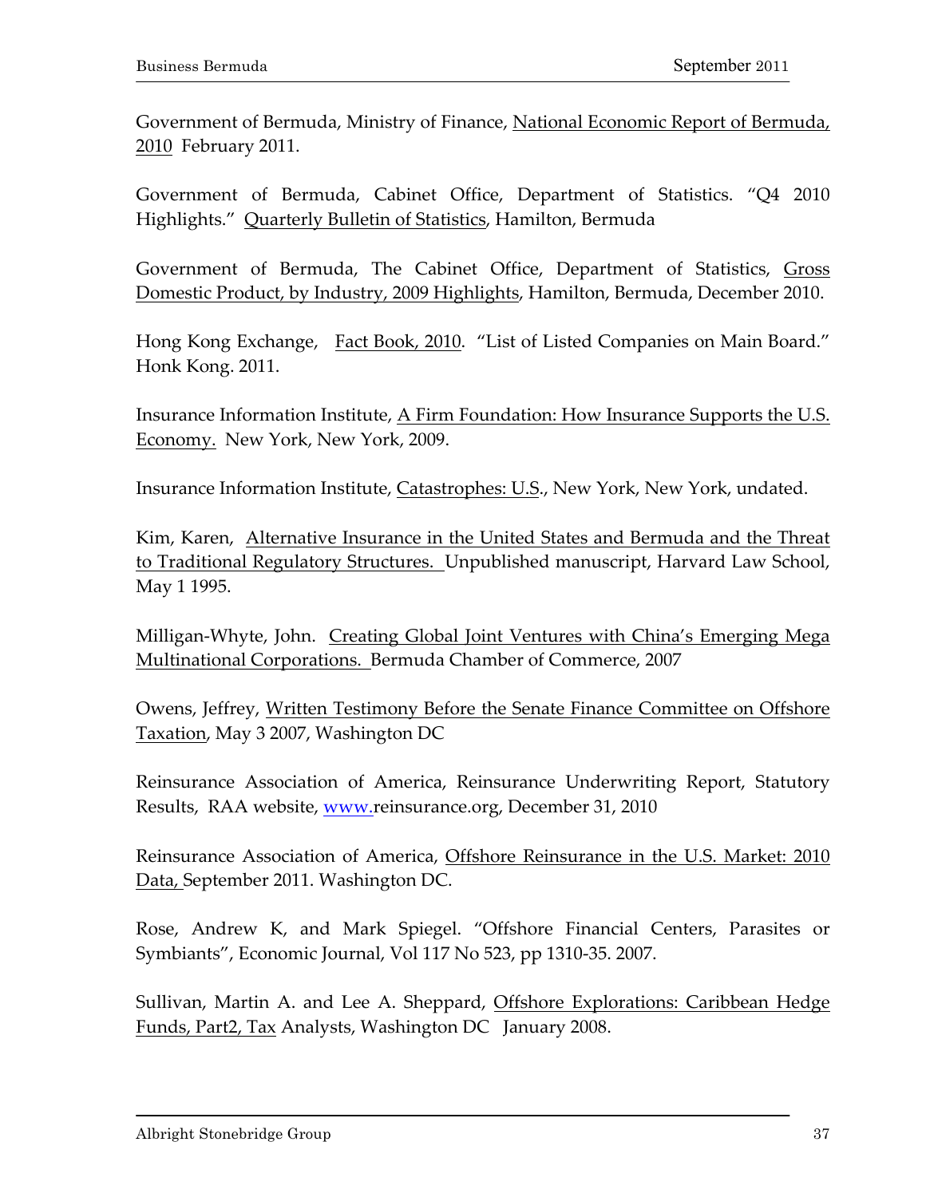Government of Bermuda, Ministry of Finance, National Economic Report of Bermuda, 2010 February 2011.

Government of Bermuda, Cabinet Office, Department of Statistics. "Q4 2010 Highlights." Quarterly Bulletin of Statistics, Hamilton, Bermuda

Government of Bermuda, The Cabinet Office, Department of Statistics, Gross Domestic Product, by Industry, 2009 Highlights, Hamilton, Bermuda, December 2010.

Hong Kong Exchange, Fact Book, 2010. "List of Listed Companies on Main Board." Honk Kong. 2011.

Insurance Information Institute, A Firm Foundation: How Insurance Supports the U.S. Economy. New York, New York, 2009.

Insurance Information Institute, Catastrophes: U.S., New York, New York, undated.

Kim, Karen, Alternative Insurance in the United States and Bermuda and the Threat to Traditional Regulatory Structures. Unpublished manuscript, Harvard Law School, May 1 1995.

Milligan-Whyte, John. Creating Global Joint Ventures with China's Emerging Mega Multinational Corporations. Bermuda Chamber of Commerce, 2007

Owens, Jeffrey, Written Testimony Before the Senate Finance Committee on Offshore Taxation, May 3 2007, Washington DC

Reinsurance Association of America, Reinsurance Underwriting Report, Statutory Results, RAA website, www.reinsurance.org, December 31, 2010

Reinsurance Association of America, Offshore Reinsurance in the U.S. Market: 2010 Data, September 2011. Washington DC.

Rose, Andrew K, and Mark Spiegel. "Offshore Financial Centers, Parasites or Symbiants", Economic Journal, Vol 117 No 523, pp 1310-35. 2007.

Sullivan, Martin A. and Lee A. Sheppard, Offshore Explorations: Caribbean Hedge Funds, Part2, Tax Analysts, Washington DC January 2008.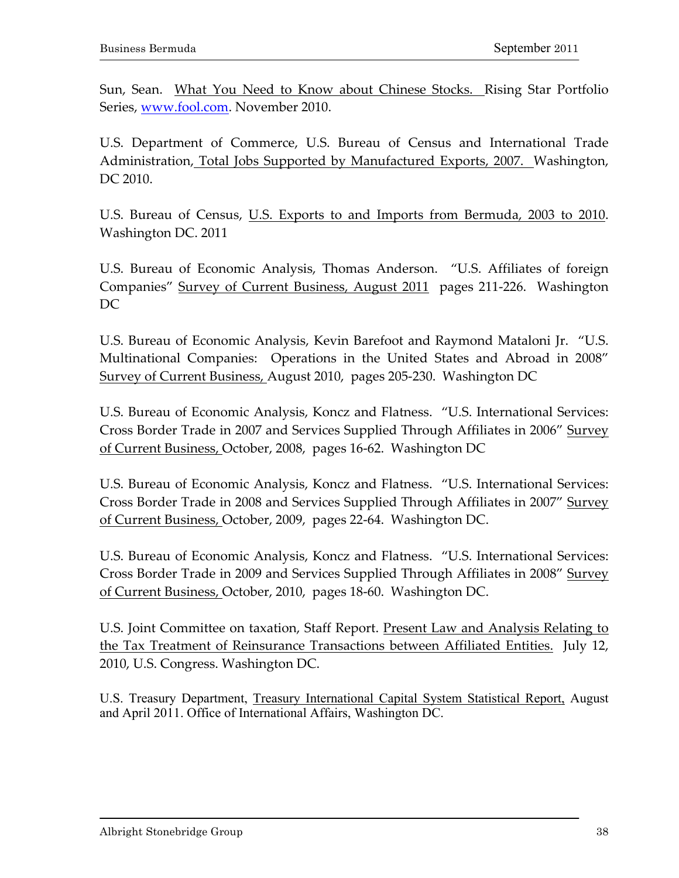Sun, Sean. What You Need to Know about Chinese Stocks. Rising Star Portfolio Series, www.fool.com. November 2010.

U.S. Department of Commerce, U.S. Bureau of Census and International Trade Administration, Total Jobs Supported by Manufactured Exports, 2007. Washington, DC 2010.

U.S. Bureau of Census, U.S. Exports to and Imports from Bermuda, 2003 to 2010. Washington DC. 2011

U.S. Bureau of Economic Analysis, Thomas Anderson. "U.S. Affiliates of foreign Companies" Survey of Current Business, August 2011 pages 211-226. Washington DC

U.S. Bureau of Economic Analysis, Kevin Barefoot and Raymond Mataloni Jr. "U.S. Multinational Companies: Operations in the United States and Abroad in 2008" Survey of Current Business, August 2010, pages 205-230. Washington DC

U.S. Bureau of Economic Analysis, Koncz and Flatness. "U.S. International Services: Cross Border Trade in 2007 and Services Supplied Through Affiliates in 2006" Survey of Current Business, October, 2008, pages 16-62. Washington DC

U.S. Bureau of Economic Analysis, Koncz and Flatness. "U.S. International Services: Cross Border Trade in 2008 and Services Supplied Through Affiliates in 2007" Survey of Current Business, October, 2009, pages 22-64. Washington DC.

U.S. Bureau of Economic Analysis, Koncz and Flatness. "U.S. International Services: Cross Border Trade in 2009 and Services Supplied Through Affiliates in 2008" Survey of Current Business, October, 2010, pages 18-60. Washington DC.

U.S. Joint Committee on taxation, Staff Report. Present Law and Analysis Relating to the Tax Treatment of Reinsurance Transactions between Affiliated Entities. July 12, 2010, U.S. Congress. Washington DC.

U.S. Treasury Department, Treasury International Capital System Statistical Report, August and April 2011. Office of International Affairs, Washington DC.